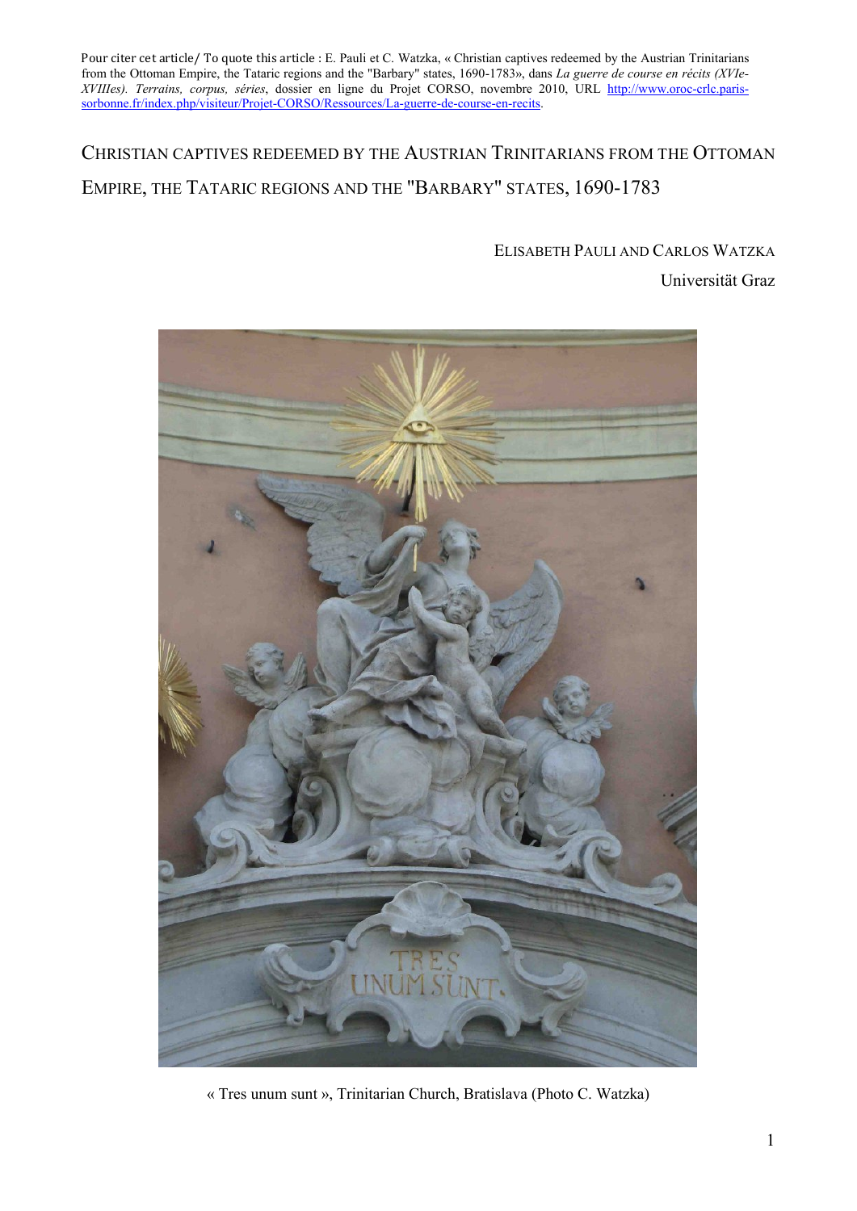Pour citer cet article/ To quote this article : E. Pauli et C. Watzka, « Christian captives redeemed by the Austrian Trinitarians from the Ottoman Empire, the Tataric regions and the "Barbary" states, 1690-1783», dans *La guerre de course en récits (XVIe-XVIIIes). Terrains, corpus, séries*, dossier en ligne du Projet CORSO, novembre 2010, URL [http://www.oroc-crlc.paris-sorbonne.fr/index.php/visiteur/Projet-CORSO/Ressources/La-guerre-de-course-en-recits](http://www.oroc-crlc.paris-sorbonne.fr/index.php/visiteur/Projet-CORSO/Ressources/La-guerre-de-course-en-recits).

# Christian captives redeemed by the Austrian Trinitarians from the Ottoman Empire, the Tataric regions and the "Barbary" states, 1690-1783

Elisabeth Pauli and Carlos Watzka

Universität Graz

« Tres unum sunt », Trinitarian Church, Bratislava (Photo C. Watzka)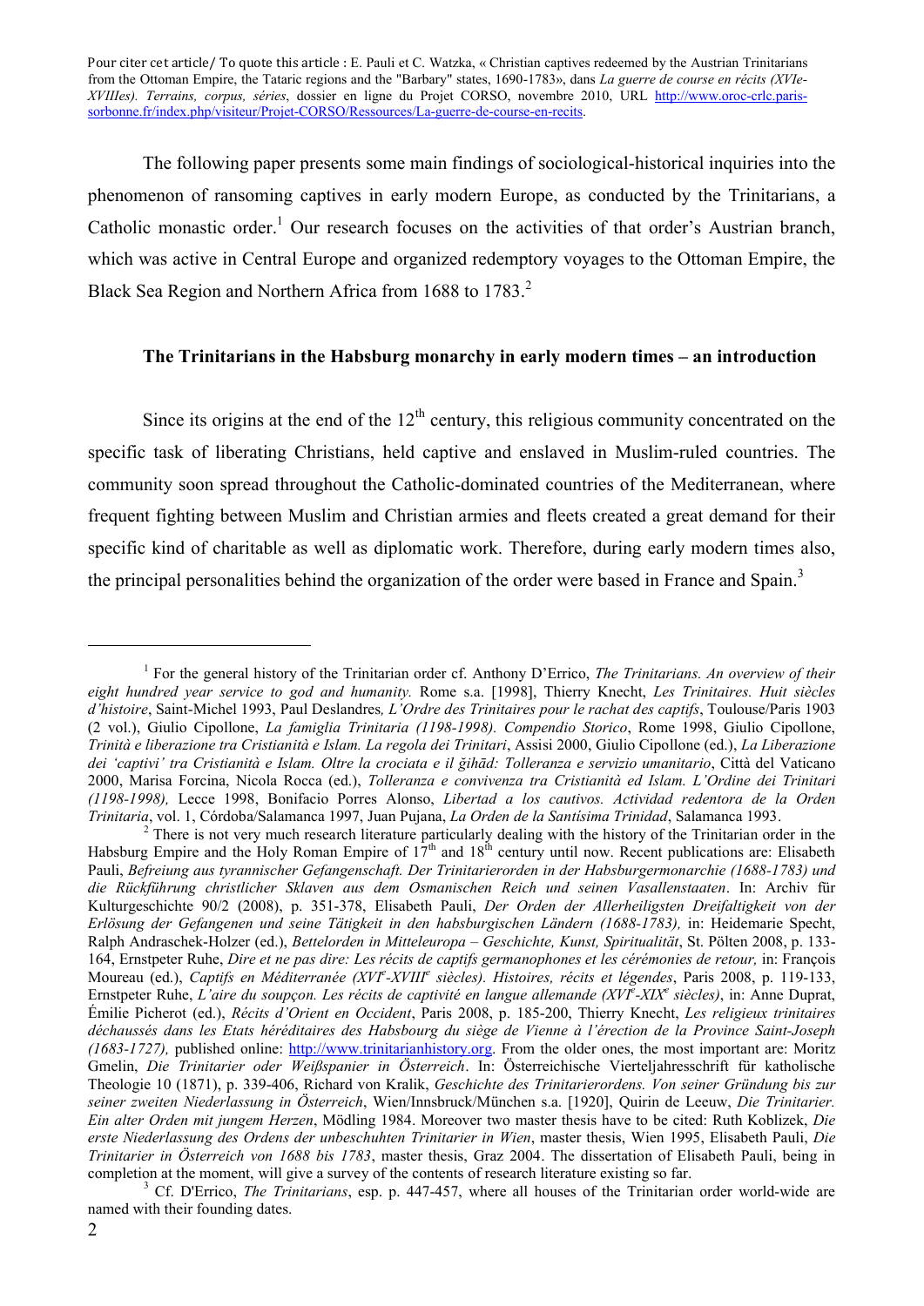Pour citer cet article/ To quote this article : E. Pauli et C. Watzka, « Christian captives redeemed by the Austrian Trinitarians from the Ottoman Empire, the Tataric regions and the "Barbary" states, 1690-1783», dans *La guerre de course en récits (XVIe-XVIIIes). Terrains, corpus, séries*, dossier en ligne du Projet CORSO, novembre 2010, URL http://www.oroc-crlc.paris-sorbonne.fr/index.php/visiteur/Projet-CORSO/Ressources/La-guerre-de-course-en-recits.

The following paper presents some main findings of sociological-historical inquiries into the phenomenon of ransoming captives in early modern Europe, as conducted by the Trinitarians, a Catholic monastic order.[1] Our research focuses on the activities of that order's Austrian branch, which was active in Central Europe and organized redemptory voyages to the Ottoman Empire, the Black Sea Region and Northern Africa from 1688 to 1783.[2]

### The Trinitarians in the Habsburg monarchy in early modern times – an introduction

Since its origins at the end of the 12th century, this religious community concentrated on the specific task of liberating Christians, held captive and enslaved in Muslim-ruled countries. The community soon spread throughout the Catholic-dominated countries of the Mediterranean, where frequent fighting between Muslim and Christian armies and fleets created a great demand for their specific kind of charitable as well as diplomatic work. Therefore, during early modern times also, the principal personalities behind the organization of the order were based in France and Spain.[3]

---

[1] For the general history of the Trinitarian order cf. Anthony D'Errico, *The Trinitarians. An overview of their eight hundred year service to god and humanity.* Rome s.a. [1998], Thierry Knecht, *Les Trinitaires. Huit siècles d'histoire*, Saint-Michel 1993, Paul Deslandres*, L'Ordre des Trinitaires pour le rachat des captifs*, Toulouse/Paris 1903 (2 vol.), Giulio Cipollone, *La famiglia Trinitaria (1198-1998). Compendio Storico*, Rome 1998, Giulio Cipollone, *Trinità e liberazione tra Cristianità e Islam. La regola dei Trinitari*, Assisi 2000, Giulio Cipollone (ed.), *La Liberazione dei 'captivi' tra Cristianità e Islam. Oltre la crociata e il ğihād: Tolleranza e servizio umanitario*, Città del Vaticano 2000, Marisa Forcina, Nicola Rocca (ed.), *Tolleranza e convivenza tra Cristianità ed Islam. L'Ordine dei Trinitari (1198-1998),* Lecce 1998, Bonifacio Porres Alonso, *Libertad a los cautivos. Actividad redentora de la Orden Trinitaria*, vol. 1, Córdoba/Salamanca 1997, Juan Pujana, *La Orden de la Santísima Trinidad*, Salamanca 1993.

[2] There is not very much research literature particularly dealing with the history of the Trinitarian order in the Habsburg Empire and the Holy Roman Empire of 17th and 18th century until now. Recent publications are: Elisabeth Pauli, *Befreiung aus tyrannischer Gefangenschaft. Der Trinitarierorden in der Habsburgermonarchie (1688-1783) und die Rückführung christlicher Sklaven aus dem Osmanischen Reich und seinen Vasallenstaaten*. In: Archiv für Kulturgeschichte 90/2 (2008), p. 351-378, Elisabeth Pauli, *Der Orden der Allerheiligsten Dreifaltigkeit von der Erlösung der Gefangenen und seine Tätigkeit in den habsburgischen Ländern (1688-1783),* in: Heidemarie Specht, Ralph Andraschek-Holzer (ed.), *Bettelorden in Mitteleuropa – Geschichte, Kunst, Spiritualität*, St. Pölten 2008, p. 133-164, Ernstpeter Ruhe, *Dire et ne pas dire: Les récits de captifs germanophones et les cérémonies de retour,* in: François Moureau (ed.), *Captifs en Méditerranée (XVIe-XVIIIe siècles). Histoires, récits et légendes*, Paris 2008, p. 119-133, Ernstpeter Ruhe, *L'aire du soupçon. Les récits de captivité en langue allemande (XVIe-XIXe siècles)*, in: Anne Duprat, Émilie Picherot (ed.), *Récits d'Orient en Occident*, Paris 2008, p. 185-200, Thierry Knecht, *Les religieux trinitaires déchaussés dans les Etats héréditaires des Habsbourg du siège de Vienne à l'érection de la Province Saint-Joseph (1683-1727),* published online: http://www.trinitarianhistory.org. From the older ones, the most important are: Moritz Gmelin, *Die Trinitarier oder Weißspanier in Österreich*. In: Österreichische Vierteljahresschrift für katholische Theologie 10 (1871), p. 339-406, Richard von Kralik, *Geschichte des Trinitarierordens. Von seiner Gründung bis zur seiner zweiten Niederlassung in Österreich*, Wien/Innsbruck/München s.a. [1920], Quirin de Leeuw, *Die Trinitarier. Ein alter Orden mit jungem Herzen*, Mödling 1984. Moreover two master thesis have to be cited: Ruth Koblizek, *Die erste Niederlassung des Ordens der unbeschuhten Trinitarier in Wien*, master thesis, Wien 1995, Elisabeth Pauli, *Die Trinitarier in Österreich von 1688 bis 1783*, master thesis, Graz 2004. The dissertation of Elisabeth Pauli, being in completion at the moment, will give a survey of the contents of research literature existing so far.

[3] Cf. D'Errico, *The Trinitarians*, esp. p. 447-457, where all houses of the Trinitarian order world-wide are named with their founding dates.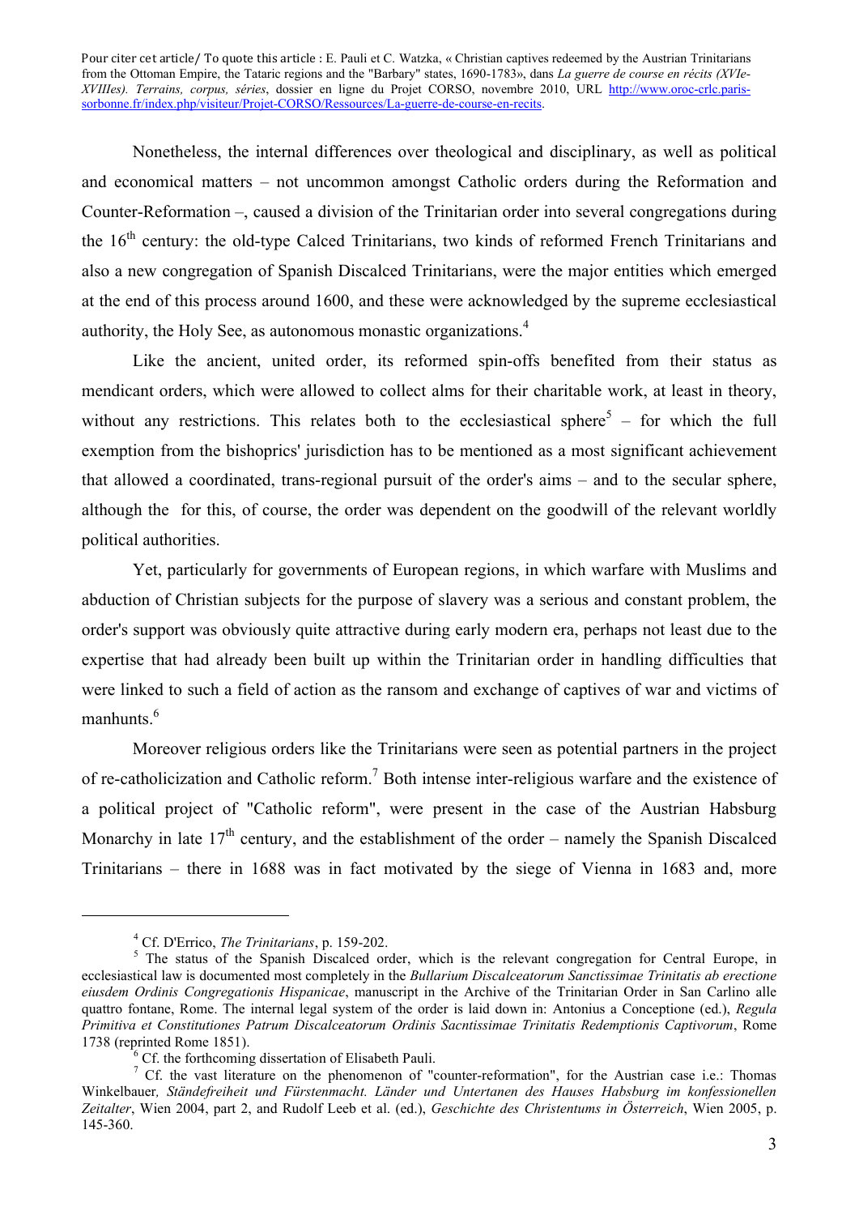Nonetheless, the internal differences over theological and disciplinary, as well as political and economical matters – not uncommon amongst Catholic orders during the Reformation and Counter-Reformation –, caused a division of the Trinitarian order into several congregations during the 16th century: the old-type Calced Trinitarians, two kinds of reformed French Trinitarians and also a new congregation of Spanish Discalced Trinitarians, were the major entities which emerged at the end of this process around 1600, and these were acknowledged by the supreme ecclesiastical authority, the Holy See, as autonomous monastic organizations.[4]

Like the ancient, united order, its reformed spin-offs benefited from their status as mendicant orders, which were allowed to collect alms for their charitable work, at least in theory, without any restrictions. This relates both to the ecclesiastical sphere[5] – for which the full exemption from the bishoprics' jurisdiction has to be mentioned as a most significant achievement that allowed a coordinated, trans-regional pursuit of the order's aims – and to the secular sphere, although the  for this, of course, the order was dependent on the goodwill of the relevant worldly political authorities.

Yet, particularly for governments of European regions, in which warfare with Muslims and abduction of Christian subjects for the purpose of slavery was a serious and constant problem, the order's support was obviously quite attractive during early modern era, perhaps not least due to the expertise that had already been built up within the Trinitarian order in handling difficulties that were linked to such a field of action as the ransom and exchange of captives of war and victims of manhunts.[6]

Moreover religious orders like the Trinitarians were seen as potential partners in the project of re-catholicization and Catholic reform.[7] Both intense inter-religious warfare and the existence of a political project of "Catholic reform", were present in the case of the Austrian Habsburg Monarchy in late 17th century, and the establishment of the order – namely the Spanish Discalced Trinitarians – there in 1688 was in fact motivated by the siege of Vienna in 1683 and, more

---

[4] Cf. D'Errico, *The Trinitarians*, p. 159-202.

[5] The status of the Spanish Discalced order, which is the relevant congregation for Central Europe, in ecclesiastical law is documented most completely in the *Bullarium Discalceatorum Sanctissimae Trinitatis ab erectione eiusdem Ordinis Congregationis Hispanicae*, manuscript in the Archive of the Trinitarian Order in San Carlino alle quattro fontane, Rome. The internal legal system of the order is laid down in: Antonius a Conceptione (ed.), *Regula Primitiva et Constitutiones Patrum Discalceatorum Ordinis Sacntissimae Trinitatis Redemptionis Captivorum*, Rome 1738 (reprinted Rome 1851).

[6] Cf. the forthcoming dissertation of Elisabeth Pauli.

[7] Cf. the vast literature on the phenomenon of "counter-reformation", for the Austrian case i.e.: Thomas Winkelbauer*, Ständefreiheit und Fürstenmacht. Länder und Untertanen des Hauses Habsburg im konfessionellen Zeitalter*, Wien 2004, part 2, and Rudolf Leeb et al. (ed.), *Geschichte des Christentums in Österreich*, Wien 2005, p. 145-360.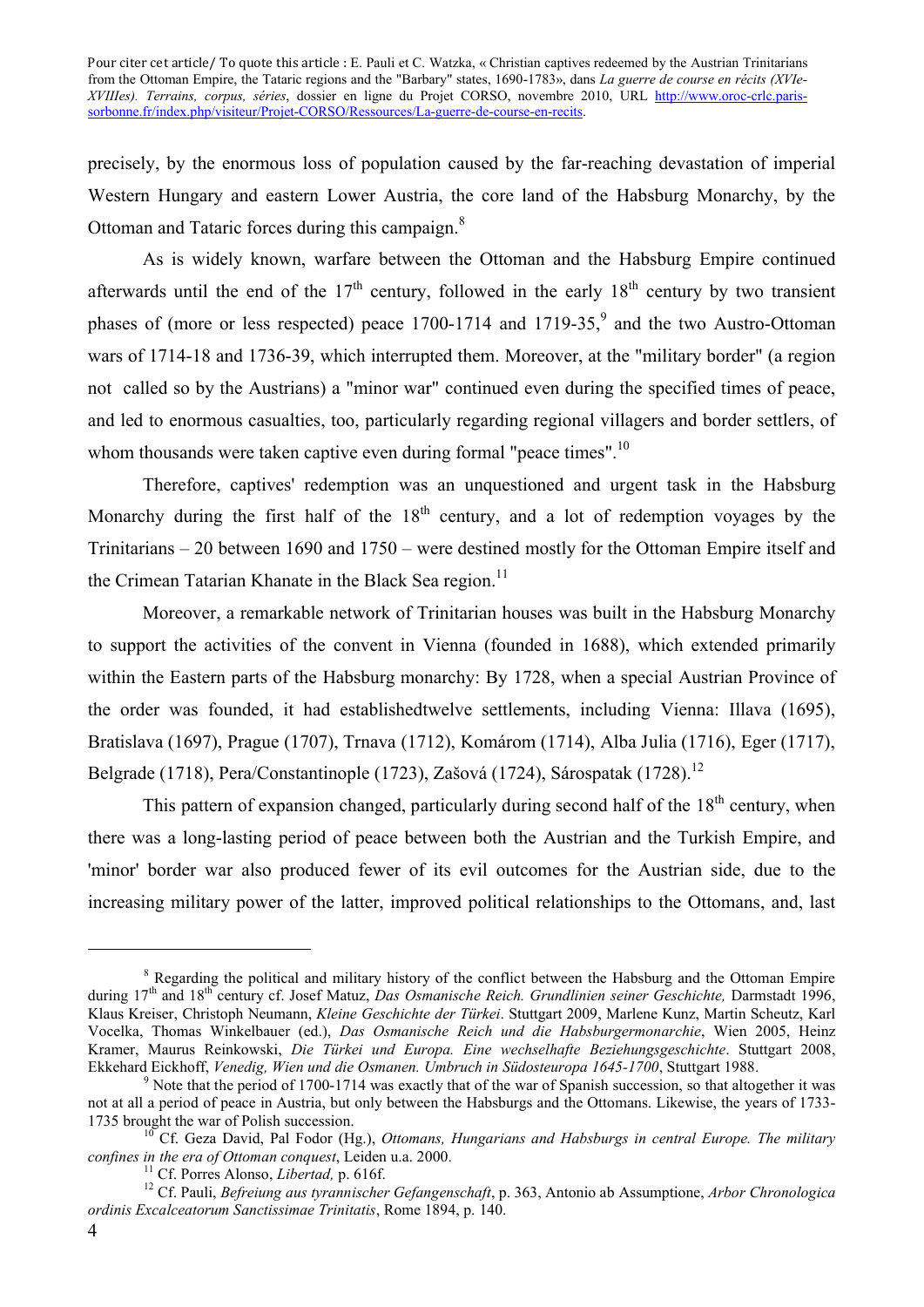precisely, by the enormous loss of population caused by the far-reaching devastation of imperial Western Hungary and eastern Lower Austria, the core land of the Habsburg Monarchy, by the Ottoman and Tataric forces during this campaign.[8]

As is widely known, warfare between the Ottoman and the Habsburg Empire continued afterwards until the end of the 17th century, followed in the early 18th century by two transient phases of (more or less respected) peace 1700-1714 and 1719-35,[9] and the two Austro-Ottoman wars of 1714-18 and 1736-39, which interrupted them. Moreover, at the "military border" (a region not called so by the Austrians) a "minor war" continued even during the specified times of peace, and led to enormous casualties, too, particularly regarding regional villagers and border settlers, of whom thousands were taken captive even during formal "peace times".[10]

Therefore, captives' redemption was an unquestioned and urgent task in the Habsburg Monarchy during the first half of the 18th century, and a lot of redemption voyages by the Trinitarians – 20 between 1690 and 1750 – were destined mostly for the Ottoman Empire itself and the Crimean Tatarian Khanate in the Black Sea region.[11]

Moreover, a remarkable network of Trinitarian houses was built in the Habsburg Monarchy to support the activities of the convent in Vienna (founded in 1688), which extended primarily within the Eastern parts of the Habsburg monarchy: By 1728, when a special Austrian Province of the order was founded, it had establishedtwelve settlements, including Vienna: Illava (1695), Bratislava (1697), Prague (1707), Trnava (1712), Komárom (1714), Alba Julia (1716), Eger (1717), Belgrade (1718), Pera/Constantinople (1723), Zašová (1724), Sárospatak (1728).[12]

This pattern of expansion changed, particularly during second half of the 18th century, when there was a long-lasting period of peace between both the Austrian and the Turkish Empire, and 'minor' border war also produced fewer of its evil outcomes for the Austrian side, due to the increasing military power of the latter, improved political relationships to the Ottomans, and, last

---

[8] Regarding the political and military history of the conflict between the Habsburg and the Ottoman Empire during 17th and 18th century cf. Josef Matuz, *Das Osmanische Reich. Grundlinien seiner Geschichte,* Darmstadt 1996, Klaus Kreiser, Christoph Neumann, *Kleine Geschichte der Türkei*. Stuttgart 2009, Marlene Kunz, Martin Scheutz, Karl Vocelka, Thomas Winkelbauer (ed.), *Das Osmanische Reich und die Habsburgermonarchie*, Wien 2005, Heinz Kramer, Maurus Reinkowski, *Die Türkei und Europa. Eine wechselhafte Beziehungsgeschichte*. Stuttgart 2008, Ekkehard Eickhoff, *Venedig, Wien und die Osmanen. Umbruch in Südosteuropa 1645-1700*, Stuttgart 1988.

[9] Note that the period of 1700-1714 was exactly that of the war of Spanish succession, so that altogether it was not at all a period of peace in Austria, but only between the Habsburgs and the Ottomans. Likewise, the years of 1733-1735 brought the war of Polish succession.

[10] Cf. Geza David, Pal Fodor (Hg.), *Ottomans, Hungarians and Habsburgs in central Europe. The military confines in the era of Ottoman conquest*, Leiden u.a. 2000.

[11] Cf. Porres Alonso, *Libertad,* p. 616f.

[12] Cf. Pauli, *Befreiung aus tyrannischer Gefangenschaft*, p. 363, Antonio ab Assumptione, *Arbor Chronologica ordinis Excalceatorum Sanctissimae Trinitatis*, Rome 1894, p. 140.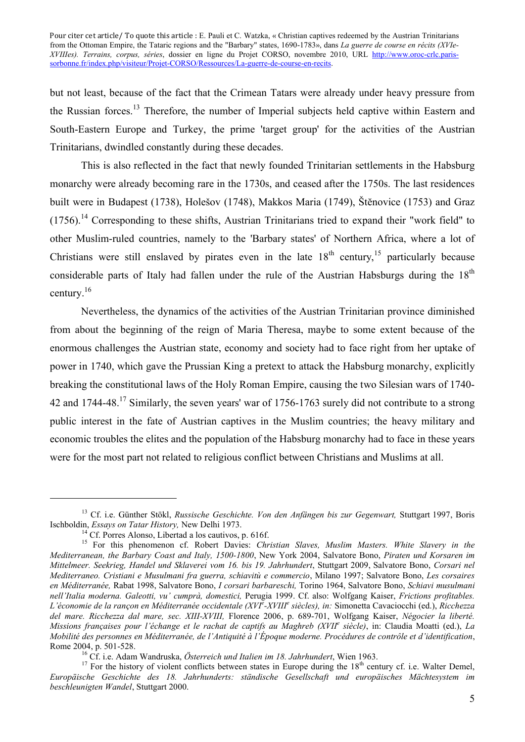but not least, because of the fact that the Crimean Tatars were already under heavy pressure from the Russian forces.[13] Therefore, the number of Imperial subjects held captive within Eastern and South-Eastern Europe and Turkey, the prime 'target group' for the activities of the Austrian Trinitarians, dwindled constantly during these decades.

This is also reflected in the fact that newly founded Trinitarian settlements in the Habsburg monarchy were already becoming rare in the 1730s, and ceased after the 1750s. The last residences built were in Budapest (1738), Holešov (1748), Makkos Maria (1749), Štěnovice (1753) and Graz (1756).[14] Corresponding to these shifts, Austrian Trinitarians tried to expand their "work field" to other Muslim-ruled countries, namely to the 'Barbary states' of Northern Africa, where a lot of Christians were still enslaved by pirates even in the late 18th century,[15] particularly because considerable parts of Italy had fallen under the rule of the Austrian Habsburgs during the 18th century.[16]

Nevertheless, the dynamics of the activities of the Austrian Trinitarian province diminished from about the beginning of the reign of Maria Theresa, maybe to some extent because of the enormous challenges the Austrian state, economy and society had to face right from her uptake of power in 1740, which gave the Prussian King a pretext to attack the Habsburg monarchy, explicitly breaking the constitutional laws of the Holy Roman Empire, causing the two Silesian wars of 1740-42 and 1744-48.[17] Similarly, the seven years' war of 1756-1763 surely did not contribute to a strong public interest in the fate of Austrian captives in the Muslim countries; the heavy military and economic troubles the elites and the population of the Habsburg monarchy had to face in these years were for the most part not related to religious conflict between Christians and Muslims at all.

---

[13] Cf. i.e. Günther Stökl, *Russische Geschichte. Von den Anfängen bis zur Gegenwart,* Stuttgart 1997, Boris Ischboldin, *Essays on Tatar History,* New Delhi 1973.

[14] Cf. Porres Alonso, Libertad a los cautivos, p. 616f.

[15] For this phenomenon cf. Robert Davies: *Christian Slaves, Muslim Masters. White Slavery in the Mediterranean, the Barbary Coast and Italy, 1500-1800*, New York 2004, Salvatore Bono, *Piraten und Korsaren im Mittelmeer. Seekrieg, Handel und Sklaverei vom 16. bis 19. Jahrhundert*, Stuttgart 2009, Salvatore Bono, *Corsari nel Mediterraneo. Cristiani e Musulmani fra guerra, schiavitù e commercio*, Milano 1997; Salvatore Bono, *Les corsaires en Méditerranée,* Rabat 1998, Salvatore Bono, *I corsari barbareschi,* Torino 1964, Salvatore Bono, *Schiavi musulmani nell'Italia moderna. Galeotti, vu' cumprà, domestici,* Perugia 1999. Cf. also: Wolfgang Kaiser, *Frictions profitables. L'économie de la rançon en Méditerranée occidentale (XVI^e-XVIII^e siècles), in:* Simonetta Cavaciocchi (ed.), *Ricchezza del mare. Ricchezza dal mare, sec. XIII-XVIII,* Florence 2006, p. 689-701, Wolfgang Kaiser, *Négocier la liberté. Missions françaises pour l'échange et le rachat de captifs au Maghreb (XVII^e siècle)*, in: Claudia Moatti (ed.), *La Mobilité des personnes en Méditerranée, de l'Antiquité à l'Époque moderne. Procédures de contrôle et d'identification*, Rome 2004, p. 501-528.

[16] Cf. i.e. Adam Wandruska, *Österreich und Italien im 18. Jahrhundert*, Wien 1963.

[17] For the history of violent conflicts between states in Europe during the 18th century cf. i.e. Walter Demel, *Europäische Geschichte des 18. Jahrhunderts: ständische Gesellschaft und europäisches Mächtesystem im beschleunigten Wandel*, Stuttgart 2000.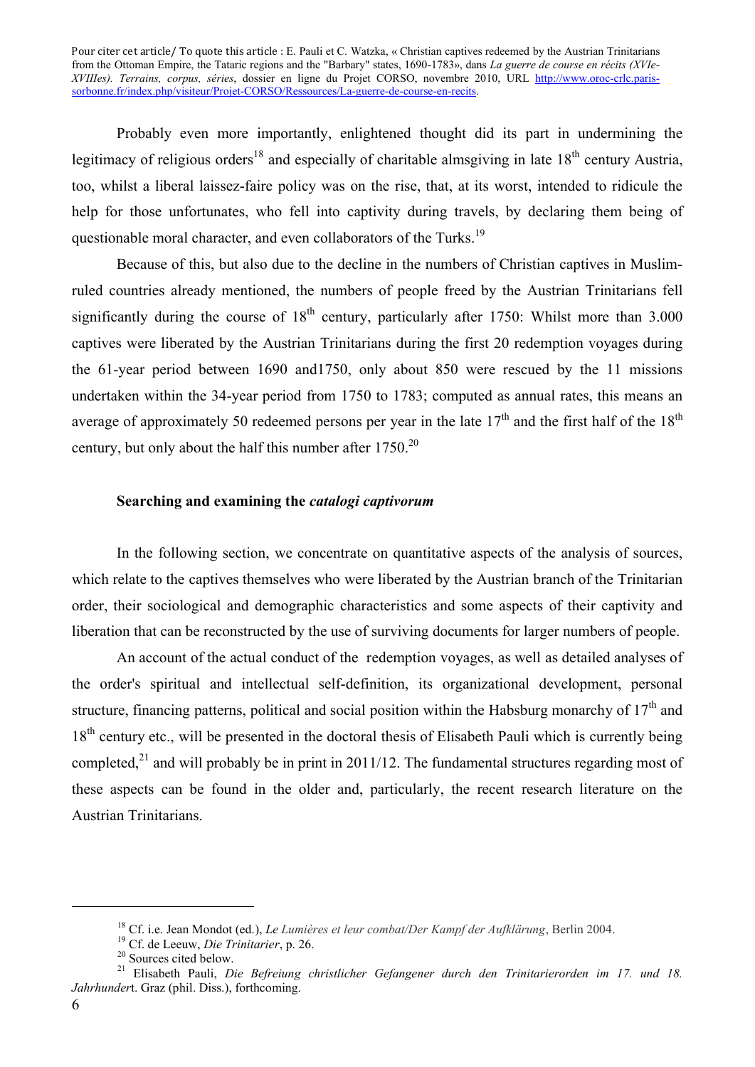Probably even more importantly, enlightened thought did its part in undermining the legitimacy of religious orders[18] and especially of charitable almsgiving in late 18th century Austria, too, whilst a liberal laissez-faire policy was on the rise, that, at its worst, intended to ridicule the help for those unfortunates, who fell into captivity during travels, by declaring them being of questionable moral character, and even collaborators of the Turks.[19]

Because of this, but also due to the decline in the numbers of Christian captives in Muslim-ruled countries already mentioned, the numbers of people freed by the Austrian Trinitarians fell significantly during the course of 18th century, particularly after 1750: Whilst more than 3.000 captives were liberated by the Austrian Trinitarians during the first 20 redemption voyages during the 61-year period between 1690 and1750, only about 850 were rescued by the 11 missions undertaken within the 34-year period from 1750 to 1783; computed as annual rates, this means an average of approximately 50 redeemed persons per year in the late 17th and the first half of the 18th century, but only about the half this number after 1750.[20]

#### Searching and examining the *catalogi captivorum*

In the following section, we concentrate on quantitative aspects of the analysis of sources, which relate to the captives themselves who were liberated by the Austrian branch of the Trinitarian order, their sociological and demographic characteristics and some aspects of their captivity and liberation that can be reconstructed by the use of surviving documents for larger numbers of people.

An account of the actual conduct of the redemption voyages, as well as detailed analyses of the order's spiritual and intellectual self-definition, its organizational development, personal structure, financing patterns, political and social position within the Habsburg monarchy of 17th and 18th century etc., will be presented in the doctoral thesis of Elisabeth Pauli which is currently being completed,[21] and will probably be in print in 2011/12. The fundamental structures regarding most of these aspects can be found in the older and, particularly, the recent research literature on the Austrian Trinitarians.

---

[18] Cf. i.e. Jean Mondot (ed.), *Le Lumières et leur combat/Der Kampf der Aufklärung*, Berlin 2004.

[19] Cf. de Leeuw, *Die Trinitarier*, p. 26.

[20] Sources cited below.

[21] Elisabeth Pauli, *Die Befreiung christlicher Gefangener durch den Trinitarierorden im 17. und 18. Jahrhundert*. Graz (phil. Diss.), forthcoming.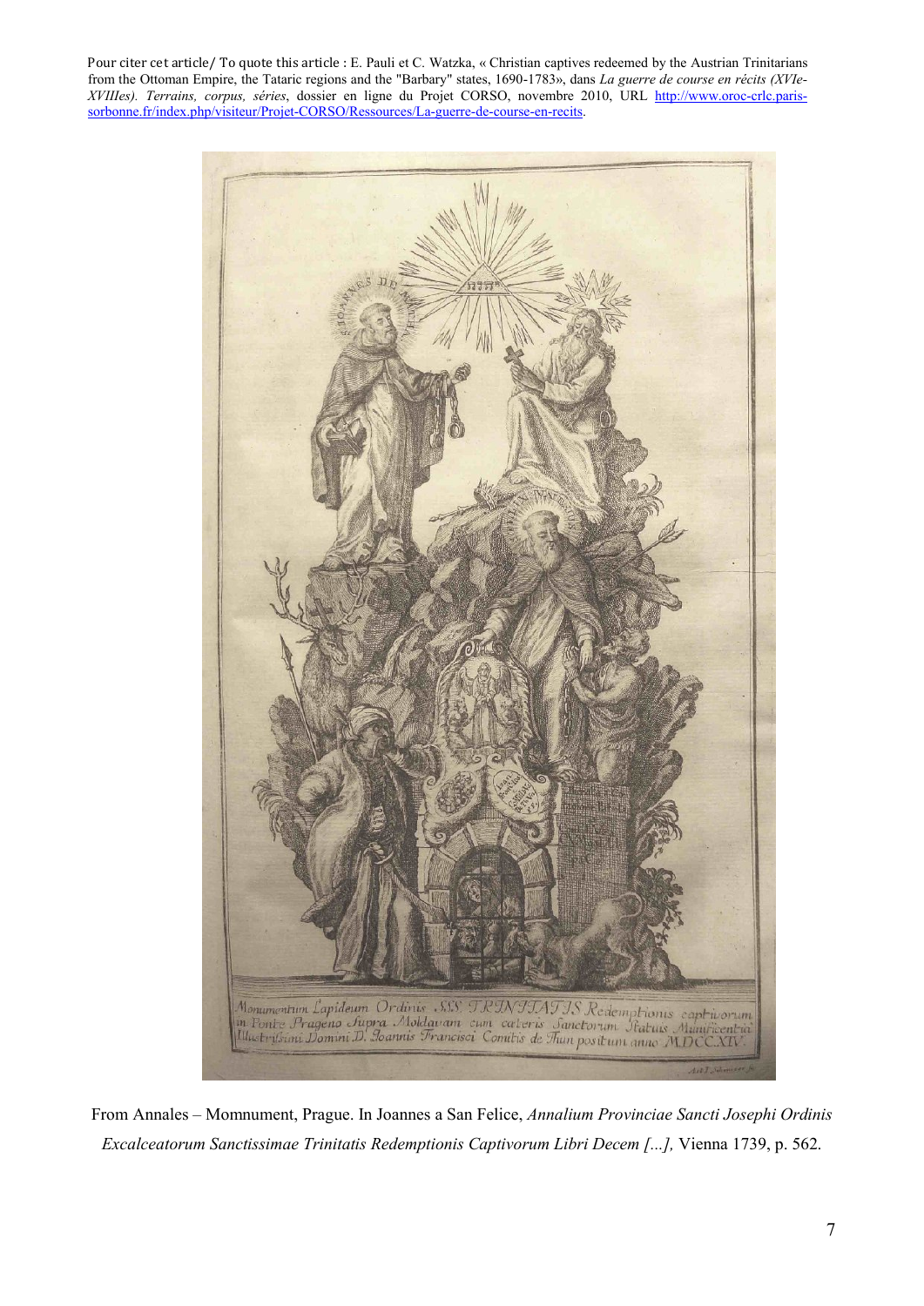From Annales – Momnument, Prague. In Joannes a San Felice, *Annalium Provinciae Sancti Josephi Ordinis Excalceatorum Sanctissimae Trinitatis Redemptionis Captivorum Libri Decem [...],* Vienna 1739, p. 562.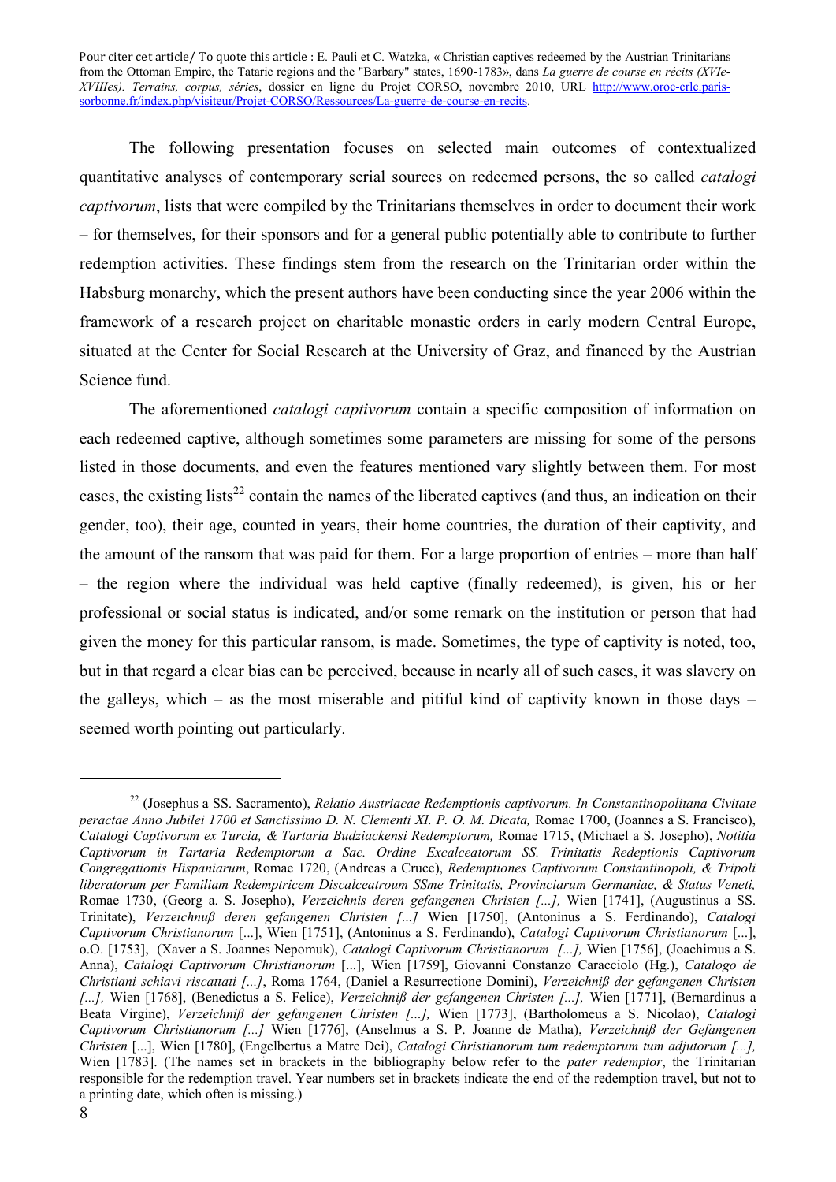Pour citer cet article/ To quote this article : E. Pauli et C. Watzka, « Christian captives redeemed by the Austrian Trinitarians from the Ottoman Empire, the Tataric regions and the "Barbary" states, 1690-1783», dans *La guerre de course en récits (XVIe-XVIIIes). Terrains, corpus, séries*, dossier en ligne du Projet CORSO, novembre 2010, URL http://www.oroc-crlc.paris-sorbonne.fr/index.php/visiteur/Projet-CORSO/Ressources/La-guerre-de-course-en-recits.

The following presentation focuses on selected main outcomes of contextualized quantitative analyses of contemporary serial sources on redeemed persons, the so called *catalogi captivorum*, lists that were compiled by the Trinitarians themselves in order to document their work – for themselves, for their sponsors and for a general public potentially able to contribute to further redemption activities. These findings stem from the research on the Trinitarian order within the Habsburg monarchy, which the present authors have been conducting since the year 2006 within the framework of a research project on charitable monastic orders in early modern Central Europe, situated at the Center for Social Research at the University of Graz, and financed by the Austrian Science fund.

The aforementioned *catalogi captivorum* contain a specific composition of information on each redeemed captive, although sometimes some parameters are missing for some of the persons listed in those documents, and even the features mentioned vary slightly between them. For most cases, the existing lists[22] contain the names of the liberated captives (and thus, an indication on their gender, too), their age, counted in years, their home countries, the duration of their captivity, and the amount of the ransom that was paid for them. For a large proportion of entries – more than half – the region where the individual was held captive (finally redeemed), is given, his or her professional or social status is indicated, and/or some remark on the institution or person that had given the money for this particular ransom, is made. Sometimes, the type of captivity is noted, too, but in that regard a clear bias can be perceived, because in nearly all of such cases, it was slavery on the galleys, which – as the most miserable and pitiful kind of captivity known in those days – seemed worth pointing out particularly.

---

[22] (Josephus a SS. Sacramento), *Relatio Austriacae Redemptionis captivorum. In Constantinopolitana Civitate peractae Anno Jubilei 1700 et Sanctissimo D. N. Clementi XI. P. O. M. Dicata,* Romae 1700, (Joannes a S. Francisco), *Catalogi Captivorum ex Turcia, & Tartaria Budziackensi Redemptorum,* Romae 1715, (Michael a S. Josepho), *Notitia Captivorum in Tartaria Redemptorum a Sac. Ordine Excalceatorum SS. Trinitatis Redeptionis Captivorum Congregationis Hispaniarum*, Romae 1720, (Andreas a Cruce), *Redemptiones Captivorum Constantinopoli, & Tripoli liberatorum per Familiam Redemptricem Discalceatroum SSme Trinitatis, Provinciarum Germaniae, & Status Veneti,* Romae 1730, (Georg a. S. Josepho), *Verzeichnis deren gefangenen Christen [...],* Wien [1741], (Augustinus a SS. Trinitate), *Verzeichnuß deren gefangenen Christen [...]* Wien [1750], (Antoninus a S. Ferdinando), *Catalogi Captivorum Christianorum* [...], Wien [1751], (Antoninus a S. Ferdinando), *Catalogi Captivorum Christianorum* [...], o.O. [1753], (Xaver a S. Joannes Nepomuk), *Catalogi Captivorum Christianorum [...],* Wien [1756], (Joachimus a S. Anna), *Catalogi Captivorum Christianorum* [...], Wien [1759], Giovanni Constanzo Caracciolo (Hg.), *Catalogo de Christiani schiavi riscattati [...]*, Roma 1764, (Daniel a Resurrectione Domini), *Verzeichniß der gefangenen Christen [...],* Wien [1768], (Benedictus a S. Felice), *Verzeichniß der gefangenen Christen [...],* Wien [1771], (Bernardinus a Beata Virgine), *Verzeichniß der gefangenen Christen [...],* Wien [1773], (Bartholomeus a S. Nicolao), *Catalogi Captivorum Christianorum [...]* Wien [1776], (Anselmus a S. P. Joanne de Matha), *Verzeichniß der Gefangenen Christen* [...], Wien [1780], (Engelbertus a Matre Dei), *Catalogi Christianorum tum redemptorum tum adjutorum [...],* Wien [1783]. (The names set in brackets in the bibliography below refer to the *pater redemptor*, the Trinitarian responsible for the redemption travel. Year numbers set in brackets indicate the end of the redemption travel, but not to a printing date, which often is missing.)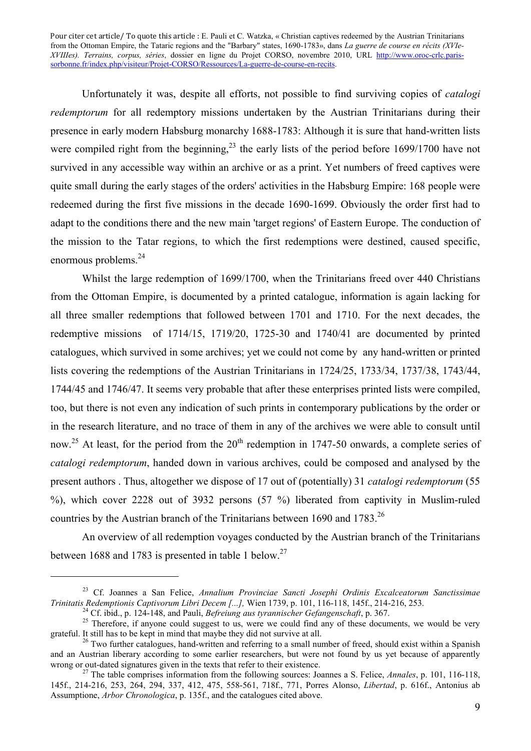Unfortunately it was, despite all efforts, not possible to find surviving copies of *catalogi redemptorum* for all redemptory missions undertaken by the Austrian Trinitarians during their presence in early modern Habsburg monarchy 1688-1783: Although it is sure that hand-written lists were compiled right from the beginning,[23] the early lists of the period before 1699/1700 have not survived in any accessible way within an archive or as a print. Yet numbers of freed captives were quite small during the early stages of the orders' activities in the Habsburg Empire: 168 people were redeemed during the first five missions in the decade 1690-1699. Obviously the order first had to adapt to the conditions there and the new main 'target regions' of Eastern Europe. The conduction of the mission to the Tatar regions, to which the first redemptions were destined, caused specific, enormous problems.[24]

Whilst the large redemption of 1699/1700, when the Trinitarians freed over 440 Christians from the Ottoman Empire, is documented by a printed catalogue, information is again lacking for all three smaller redemptions that followed between 1701 and 1710. For the next decades, the redemptive missions of 1714/15, 1719/20, 1725-30 and 1740/41 are documented by printed catalogues, which survived in some archives; yet we could not come by any hand-written or printed lists covering the redemptions of the Austrian Trinitarians in 1724/25, 1733/34, 1737/38, 1743/44, 1744/45 and 1746/47. It seems very probable that after these enterprises printed lists were compiled, too, but there is not even any indication of such prints in contemporary publications by the order or in the research literature, and no trace of them in any of the archives we were able to consult until now.[25] At least, for the period from the 20th redemption in 1747-50 onwards, a complete series of *catalogi redemptorum*, handed down in various archives, could be composed and analysed by the present authors . Thus, altogether we dispose of 17 out of (potentially) 31 *catalogi redemptorum* (55 %), which cover 2228 out of 3932 persons (57 %) liberated from captivity in Muslim-ruled countries by the Austrian branch of the Trinitarians between 1690 and 1783.[26]

An overview of all redemption voyages conducted by the Austrian branch of the Trinitarians between 1688 and 1783 is presented in table 1 below.[27]

---

[23] Cf. Joannes a San Felice, *Annalium Provinciae Sancti Josephi Ordinis Excalceatorum Sanctissimae Trinitatis Redemptionis Captivorum Libri Decem [...],* Wien 1739, p. 101, 116-118, 145f., 214-216, 253.

[24] Cf. ibid., p. 124-148, and Pauli, *Befreiung aus tyrannischer Gefangenschaft*, p. 367.

[25] Therefore, if anyone could suggest to us, were we could find any of these documents, we would be very grateful. It still has to be kept in mind that maybe they did not survive at all.

[26] Two further catalogues, hand-written and referring to a small number of freed, should exist within a Spanish and an Austrian liberary according to some earlier researchers, but were not found by us yet because of apparently wrong or out-dated signatures given in the texts that refer to their existence.

[27] The table comprises information from the following sources: Joannes a S. Felice, *Annales*, p. 101, 116-118, 145f., 214-216, 253, 264, 294, 337, 412, 475, 558-561, 718f., 771, Porres Alonso, *Libertad*, p. 616f., Antonius ab Assumptione, *Arbor Chronologica*, p. 135f., and the catalogues cited above.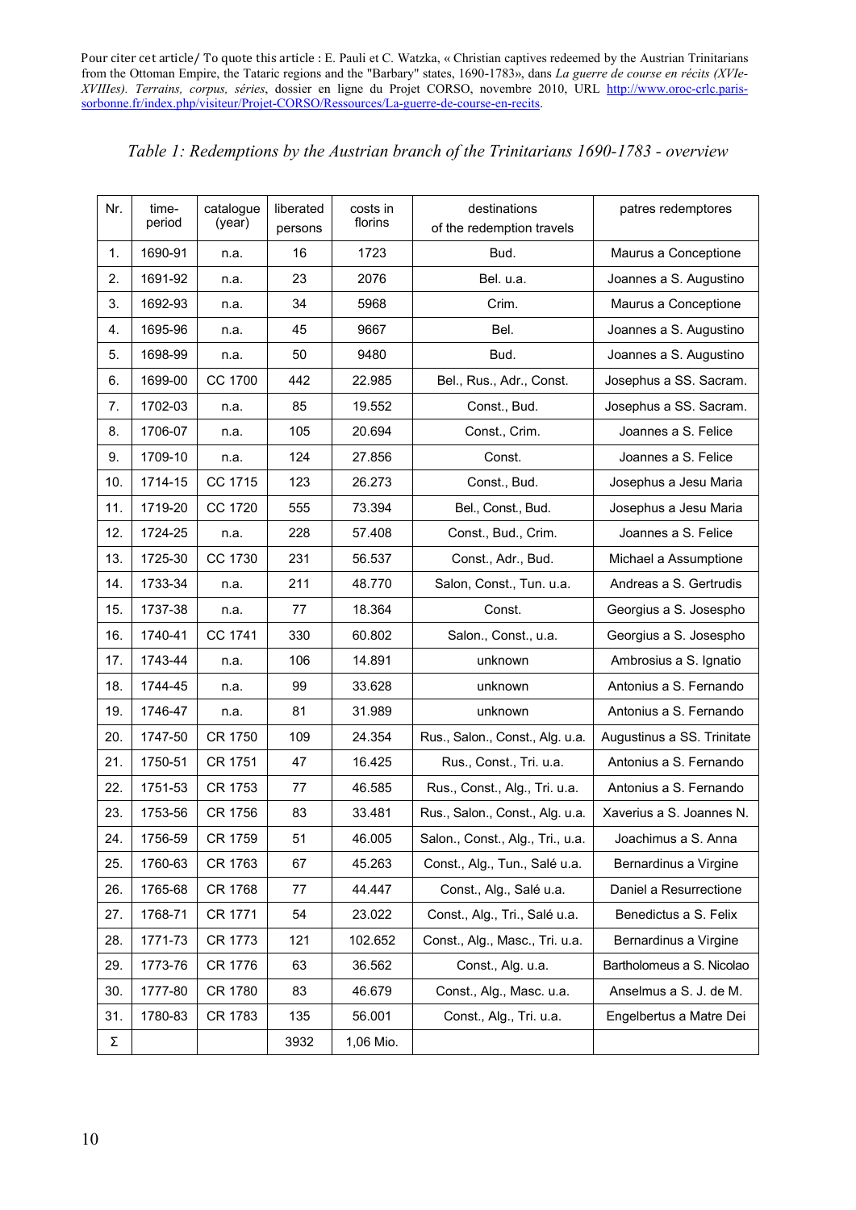Pour citer cet article/ To quote this article : E. Pauli et C. Watzka, « Christian captives redeemed by the Austrian Trinitarians from the Ottoman Empire, the Tataric regions and the "Barbary" states, 1690-1783», dans *La guerre de course en récits (XVIe-XVIIIes). Terrains, corpus, séries*, dossier en ligne du Projet CORSO, novembre 2010, URL http://www.oroc-crlc.paris-sorbonne.fr/index.php/visiteur/Projet-CORSO/Ressources/La-guerre-de-course-en-recits.

*Table 1: Redemptions by the Austrian branch of the Trinitarians 1690-1783 - overview*

| Nr. | time-period | catalogue (year) | liberated persons | costs in florins | destinations of the redemption travels | patres redemptores |
|---|---|---|---|---|---|---|
| 1. | 1690-91 | n.a. | 16 | 1723 | Bud. | Maurus a Conceptione |
| 2. | 1691-92 | n.a. | 23 | 2076 | Bel. u.a. | Joannes a S. Augustino |
| 3. | 1692-93 | n.a. | 34 | 5968 | Crim. | Maurus a Conceptione |
| 4. | 1695-96 | n.a. | 45 | 9667 | Bel. | Joannes a S. Augustino |
| 5. | 1698-99 | n.a. | 50 | 9480 | Bud. | Joannes a S. Augustino |
| 6. | 1699-00 | CC 1700 | 442 | 22.985 | Bel., Rus., Adr., Const. | Josephus a SS. Sacram. |
| 7. | 1702-03 | n.a. | 85 | 19.552 | Const., Bud. | Josephus a SS. Sacram. |
| 8. | 1706-07 | n.a. | 105 | 20.694 | Const., Crim. | Joannes a S. Felice |
| 9. | 1709-10 | n.a. | 124 | 27.856 | Const. | Joannes a S. Felice |
| 10. | 1714-15 | CC 1715 | 123 | 26.273 | Const., Bud. | Josephus a Jesu Maria |
| 11. | 1719-20 | CC 1720 | 555 | 73.394 | Bel., Const., Bud. | Josephus a Jesu Maria |
| 12. | 1724-25 | n.a. | 228 | 57.408 | Const., Bud., Crim. | Joannes a S. Felice |
| 13. | 1725-30 | CC 1730 | 231 | 56.537 | Const., Adr., Bud. | Michael a Assumptione |
| 14. | 1733-34 | n.a. | 211 | 48.770 | Salon, Const., Tun. u.a. | Andreas a S. Gertrudis |
| 15. | 1737-38 | n.a. | 77 | 18.364 | Const. | Georgius a S. Jospespho |
| 16. | 1740-41 | CC 1741 | 330 | 60.802 | Salon., Const., u.a. | Georgius a S. Jospespho |
| 17. | 1743-44 | n.a. | 106 | 14.891 | unknown | Ambrosius a S. Ignatio |
| 18. | 1744-45 | n.a. | 99 | 33.628 | unknown | Antonius a S. Fernando |
| 19. | 1746-47 | n.a. | 81 | 31.989 | unknown | Antonius a S. Fernando |
| 20. | 1747-50 | CR 1750 | 109 | 24.354 | Rus., Salon., Const., Alg. u.a. | Augustinus a SS. Trinitate |
| 21. | 1750-51 | CR 1751 | 47 | 16.425 | Rus., Const., Tri. u.a. | Antonius a S. Fernando |
| 22. | 1751-53 | CR 1753 | 77 | 46.585 | Rus., Const., Alg., Tri. u.a. | Antonius a S. Fernando |
| 23. | 1753-56 | CR 1756 | 83 | 33.481 | Rus., Salon., Const., Alg. u.a. | Xaverius a S. Joannes N. |
| 24. | 1756-59 | CR 1759 | 51 | 46.005 | Salon., Const., Alg., Tri., u.a. | Joachimus a S. Anna |
| 25. | 1760-63 | CR 1763 | 67 | 45.263 | Const., Alg., Tun., Salé u.a. | Bernardinus a Virgine |
| 26. | 1765-68 | CR 1768 | 77 | 44.447 | Const., Alg., Salé u.a. | Daniel a Resurrectione |
| 27. | 1768-71 | CR 1771 | 54 | 23.022 | Const., Alg., Tri., Salé u.a. | Benedictus a S. Felix |
| 28. | 1771-73 | CR 1773 | 121 | 102.652 | Const., Alg., Masc., Tri. u.a. | Bernardinus a Virgine |
| 29. | 1773-76 | CR 1776 | 63 | 36.562 | Const., Alg. u.a. | Bartholomeus a S. Nicolao |
| 30. | 1777-80 | CR 1780 | 83 | 46.679 | Const., Alg., Masc. u.a. | Anselmus a S. J. de M. |
| 31. | 1780-83 | CR 1783 | 135 | 56.001 | Const., Alg., Tri. u.a. | Engelbertus a Matre Dei |
| Σ | | | 3932 | 1,06 Mio. | | |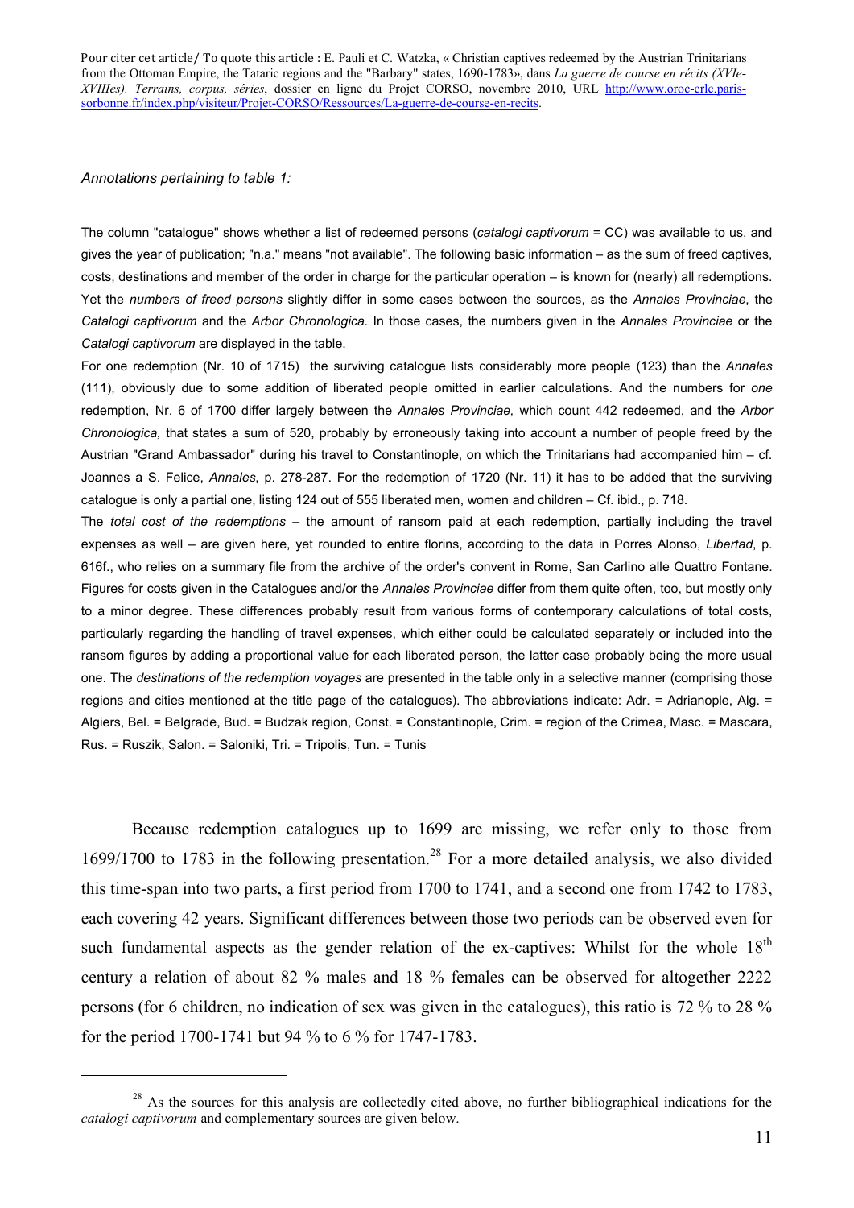*Annotations pertaining to table 1:*

The column "catalogue" shows whether a list of redeemed persons (*catalogi captivorum* = CC) was available to us, and gives the year of publication; "n.a." means "not available". The following basic information – as the sum of freed captives, costs, destinations and member of the order in charge for the particular operation – is known for (nearly) all redemptions. Yet the *numbers of freed persons* slightly differ in some cases between the sources, as the *Annales Provinciae*, the *Catalogi captivorum* and the *Arbor Chronologica.* In those cases, the numbers given in the *Annales Provinciae* or the *Catalogi captivorum* are displayed in the table.

For one redemption (Nr. 10 of 1715) the surviving catalogue lists considerably more people (123) than the *Annales* (111), obviously due to some addition of liberated people omitted in earlier calculations. And the numbers for *one* redemption, Nr. 6 of 1700 differ largely between the *Annales Provinciae,* which count 442 redeemed, and the *Arbor Chronologica,* that states a sum of 520, probably by erroneously taking into account a number of people freed by the Austrian "Grand Ambassador" during his travel to Constantinople, on which the Trinitarians had accompanied him – cf. Joannes a S. Felice, *Annales*, p. 278-287. For the redemption of 1720 (Nr. 11) it has to be added that the surviving catalogue is only a partial one, listing 124 out of 555 liberated men, women and children – Cf. ibid., p. 718.

The *total cost of the redemptions* – the amount of ransom paid at each redemption, partially including the travel expenses as well – are given here, yet rounded to entire florins, according to the data in Porres Alonso, *Libertad*, p. 616f., who relies on a summary file from the archive of the order's convent in Rome, San Carlino alle Quattro Fontane. Figures for costs given in the Catalogues and/or the *Annales Provinciae* differ from them quite often, too, but mostly only to a minor degree. These differences probably result from various forms of contemporary calculations of total costs, particularly regarding the handling of travel expenses, which either could be calculated separately or included into the ransom figures by adding a proportional value for each liberated person, the latter case probably being the more usual one. The *destinations of the redemption voyages* are presented in the table only in a selective manner (comprising those regions and cities mentioned at the title page of the catalogues). The abbreviations indicate: Adr. = Adrianople, Alg. = Algiers, Bel. = Belgrade, Bud. = Budzak region, Const. = Constantinople, Crim. = region of the Crimea, Masc. = Mascara, Rus. = Ruszik, Salon. = Saloniki, Tri. = Tripolis, Tun. = Tunis

Because redemption catalogues up to 1699 are missing, we refer only to those from 1699/1700 to 1783 in the following presentation.[28] For a more detailed analysis, we also divided this time-span into two parts, a first period from 1700 to 1741, and a second one from 1742 to 1783, each covering 42 years. Significant differences between those two periods can be observed even for such fundamental aspects as the gender relation of the ex-captives: Whilst for the whole 18th century a relation of about 82 % males and 18 % females can be observed for altogether 2222 persons (for 6 children, no indication of sex was given in the catalogues), this ratio is 72 % to 28 % for the period 1700-1741 but 94 % to 6 % for 1747-1783.

---

[28] As the sources for this analysis are collectedly cited above, no further bibliographical indications for the *catalogi captivorum* and complementary sources are given below.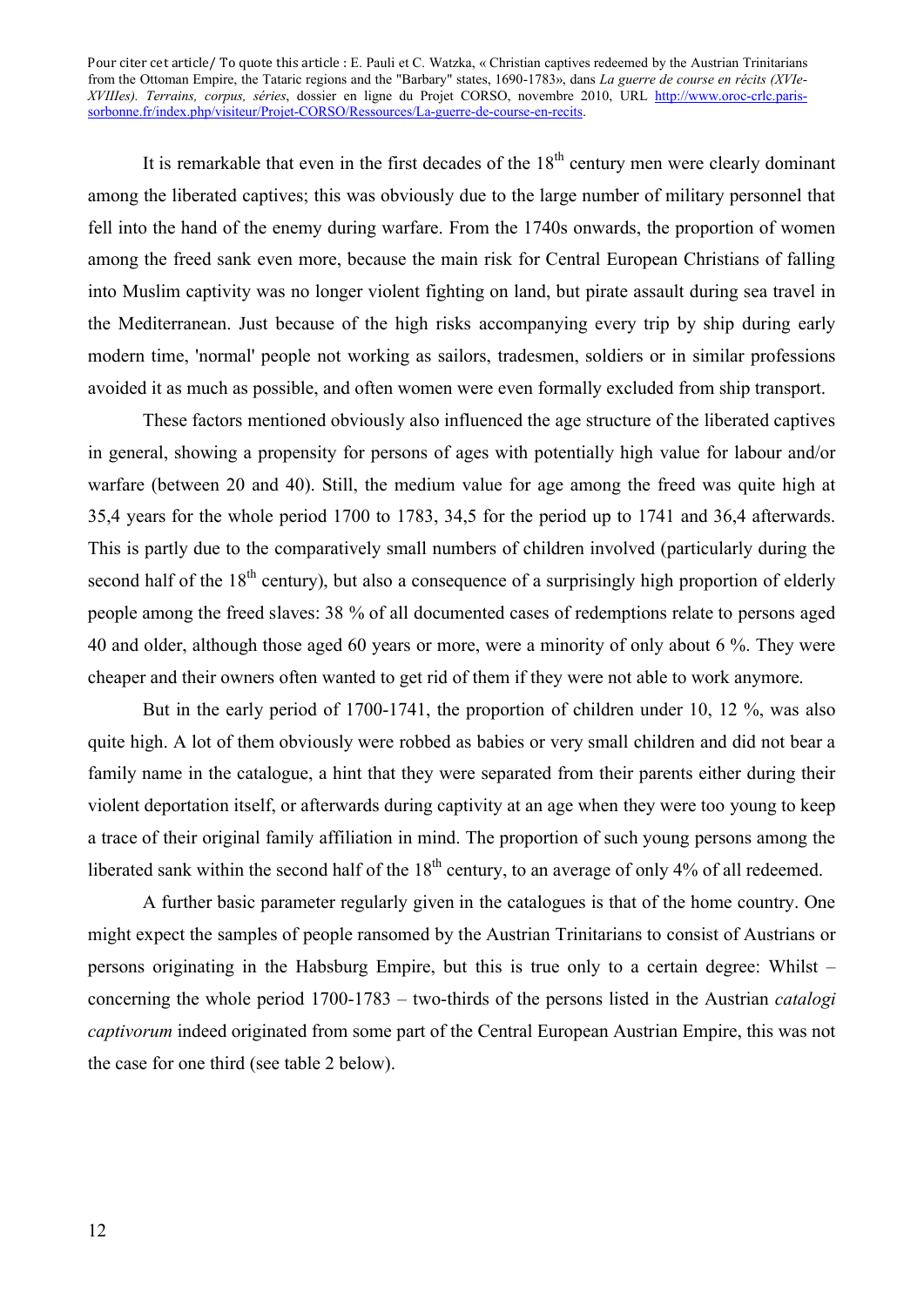It is remarkable that even in the first decades of the 18th century men were clearly dominant among the liberated captives; this was obviously due to the large number of military personnel that fell into the hand of the enemy during warfare. From the 1740s onwards, the proportion of women among the freed sank even more, because the main risk for Central European Christians of falling into Muslim captivity was no longer violent fighting on land, but pirate assault during sea travel in the Mediterranean. Just because of the high risks accompanying every trip by ship during early modern time, 'normal' people not working as sailors, tradesmen, soldiers or in similar professions avoided it as much as possible, and often women were even formally excluded from ship transport.

These factors mentioned obviously also influenced the age structure of the liberated captives in general, showing a propensity for persons of ages with potentially high value for labour and/or warfare (between 20 and 40). Still, the medium value for age among the freed was quite high at 35,4 years for the whole period 1700 to 1783, 34,5 for the period up to 1741 and 36,4 afterwards. This is partly due to the comparatively small numbers of children involved (particularly during the second half of the 18th century), but also a consequence of a surprisingly high proportion of elderly people among the freed slaves: 38 % of all documented cases of redemptions relate to persons aged 40 and older, although those aged 60 years or more, were a minority of only about 6 %. They were cheaper and their owners often wanted to get rid of them if they were not able to work anymore.

But in the early period of 1700-1741, the proportion of children under 10, 12 %, was also quite high. A lot of them obviously were robbed as babies or very small children and did not bear a family name in the catalogue, a hint that they were separated from their parents either during their violent deportation itself, or afterwards during captivity at an age when they were too young to keep a trace of their original family affiliation in mind. The proportion of such young persons among the liberated sank within the second half of the 18th century, to an average of only 4% of all redeemed.

A further basic parameter regularly given in the catalogues is that of the home country. One might expect the samples of people ransomed by the Austrian Trinitarians to consist of Austrians or persons originating in the Habsburg Empire, but this is true only to a certain degree: Whilst – concerning the whole period 1700-1783 – two-thirds of the persons listed in the Austrian *catalogi captivorum* indeed originated from some part of the Central European Austrian Empire, this was not the case for one third (see table 2 below).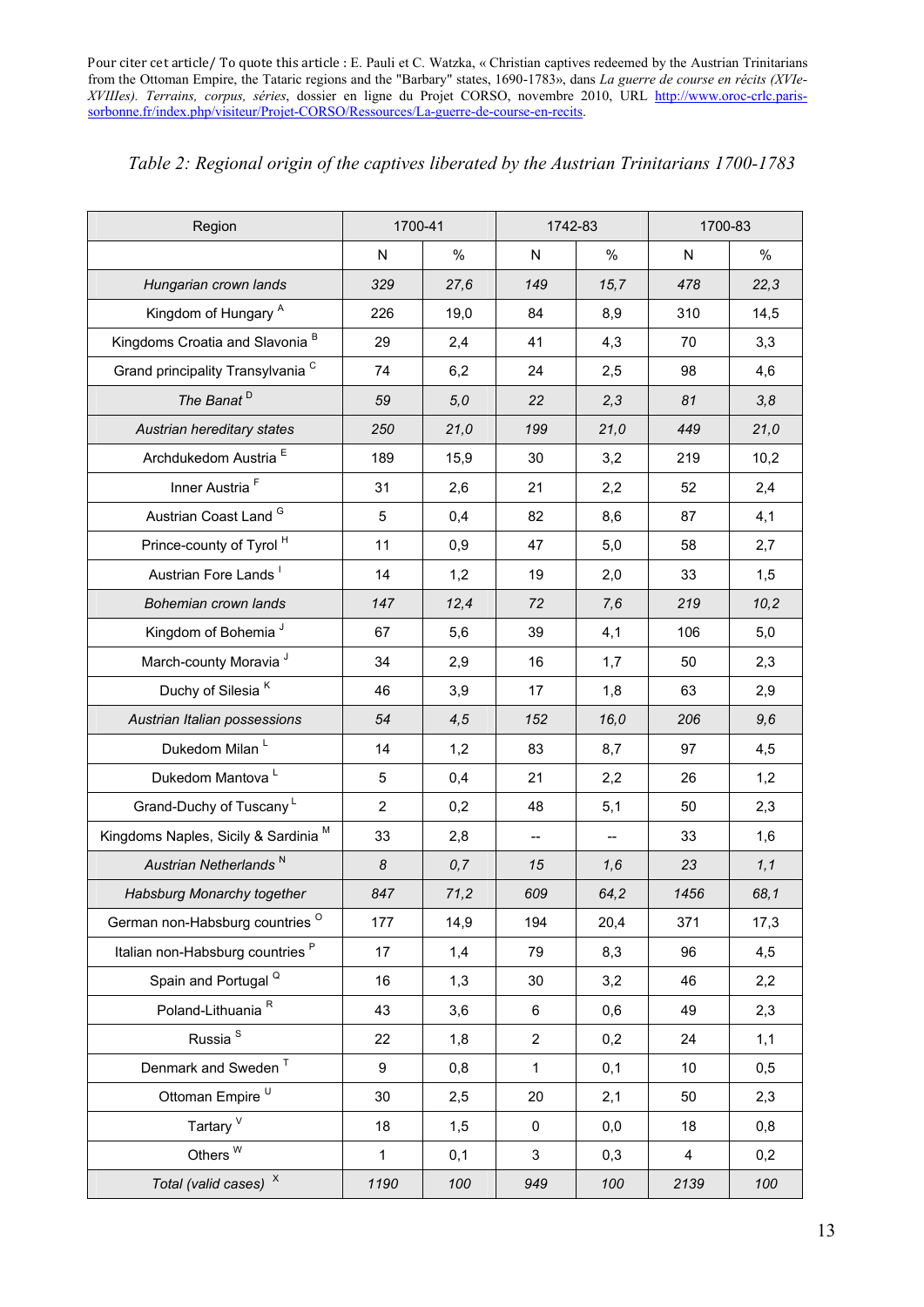Pour citer cet article / To quote this article : E. Pauli et C. Watzka, « Christian captives redeemed by the Austrian Trinitarians from the Ottoman Empire, the Tataric regions and the "Barbary" states, 1690-1783», dans *La guerre de course en récits (XVIe-XVIIIes). Terrains, corpus, séries*, dossier en ligne du Projet CORSO, novembre 2010, URL http://www.oroc-crlc.paris-sorbonne.fr/index.php/visiteur/Projet-CORSO/Ressources/La-guerre-de-course-en-recits.

*Table 2: Regional origin of the captives liberated by the Austrian Trinitarians 1700-1783*

| Region | 1700-41 | | 1742-83 | | 1700-83 | |
|---|---|---|---|---|---|---|
| | N | % | N | % | N | % |
| *Hungarian crown lands* | *329* | *27,6* | *149* | *15,7* | *478* | *22,3* |
| Kingdom of Hungary [A] | 226 | 19,0 | 84 | 8,9 | 310 | 14,5 |
| Kingdoms Croatia and Slavonia [B] | 29 | 2,4 | 41 | 4,3 | 70 | 3,3 |
| Grand principality Transylvania [C] | 74 | 6,2 | 24 | 2,5 | 98 | 4,6 |
| *The Banat* [D] | *59* | *5,0* | *22* | *2,3* | *81* | *3,8* |
| *Austrian hereditary states* | *250* | *21,0* | *199* | *21,0* | *449* | *21,0* |
| Archdukedom Austria [E] | 189 | 15,9 | 30 | 3,2 | 219 | 10,2 |
| Inner Austria [F] | 31 | 2,6 | 21 | 2,2 | 52 | 2,4 |
| Austrian Coast Land [G] | 5 | 0,4 | 82 | 8,6 | 87 | 4,1 |
| Prince-county of Tyrol [H] | 11 | 0,9 | 47 | 5,0 | 58 | 2,7 |
| Austrian Fore Lands [I] | 14 | 1,2 | 19 | 2,0 | 33 | 1,5 |
| *Bohemian crown lands* | *147* | *12,4* | *72* | *7,6* | *219* | *10,2* |
| Kingdom of Bohemia [J] | 67 | 5,6 | 39 | 4,1 | 106 | 5,0 |
| March-county Moravia [J] | 34 | 2,9 | 16 | 1,7 | 50 | 2,3 |
| Duchy of Silesia [K] | 46 | 3,9 | 17 | 1,8 | 63 | 2,9 |
| *Austrian Italian possessions* | *54* | *4,5* | *152* | *16,0* | *206* | *9,6* |
| Dukedom Milan [L] | 14 | 1,2 | 83 | 8,7 | 97 | 4,5 |
| Dukedom Mantova [L] | 5 | 0,4 | 21 | 2,2 | 26 | 1,2 |
| Grand-Duchy of Tuscany [L] | 2 | 0,2 | 48 | 5,1 | 50 | 2,3 |
| Kingdoms Naples, Sicily & Sardinia [M] | 33 | 2,8 | -- | -- | 33 | 1,6 |
| *Austrian Netherlands* [N] | *8* | *0,7* | *15* | *1,6* | *23* | *1,1* |
| *Habsburg Monarchy together* | *847* | *71,2* | *609* | *64,2* | *1456* | *68,1* |
| German non-Habsburg countries [O] | 177 | 14,9 | 194 | 20,4 | 371 | 17,3 |
| Italian non-Habsburg countries [P] | 17 | 1,4 | 79 | 8,3 | 96 | 4,5 |
| Spain and Portugal [Q] | 16 | 1,3 | 30 | 3,2 | 46 | 2,2 |
| Poland-Lithuania [R] | 43 | 3,6 | 6 | 0,6 | 49 | 2,3 |
| Russia [S] | 22 | 1,8 | 2 | 0,2 | 24 | 1,1 |
| Denmark and Sweden [T] | 9 | 0,8 | 1 | 0,1 | 10 | 0,5 |
| Ottoman Empire [U] | 30 | 2,5 | 20 | 2,1 | 50 | 2,3 |
| Tartary [V] | 18 | 1,5 | 0 | 0,0 | 18 | 0,8 |
| Others [W] | 1 | 0,1 | 3 | 0,3 | 4 | 0,2 |
| *Total (valid cases)* [X] | *1190* | *100* | *949* | *100* | *2139* | *100* |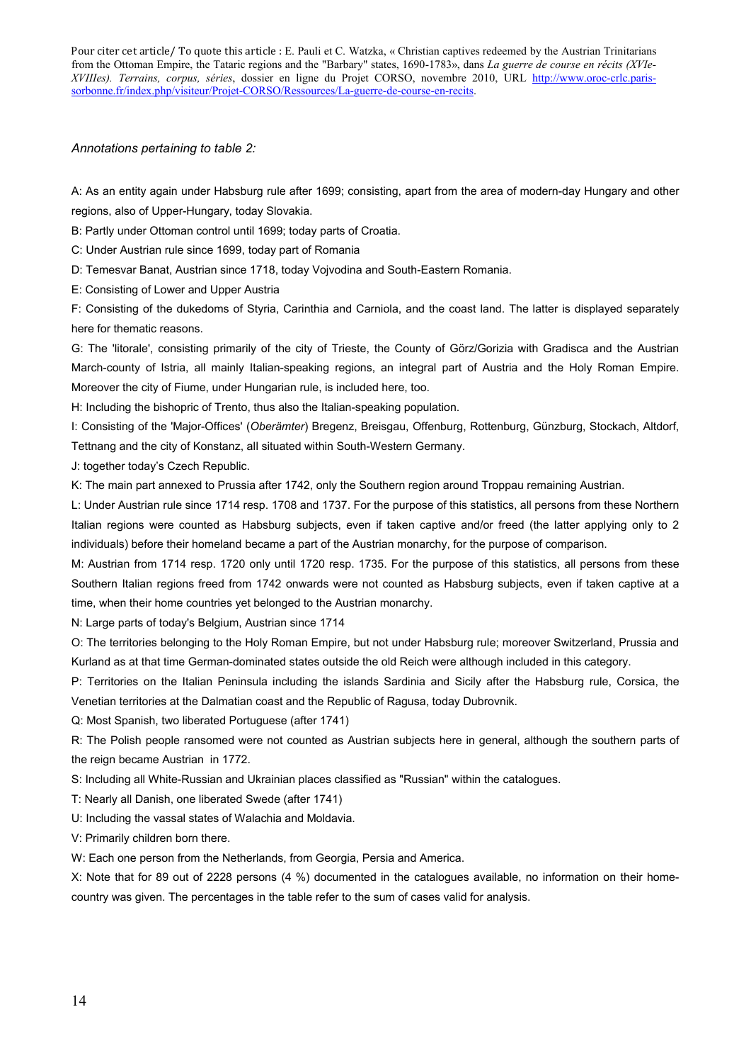*Annotations pertaining to table 2:*

A: As an entity again under Habsburg rule after 1699; consisting, apart from the area of modern-day Hungary and other regions, also of Upper-Hungary, today Slovakia.

B: Partly under Ottoman control until 1699; today parts of Croatia.

C: Under Austrian rule since 1699, today part of Romania

D: Temesvar Banat, Austrian since 1718, today Vojvodina and South-Eastern Romania.

E: Consisting of Lower and Upper Austria

F: Consisting of the dukedoms of Styria, Carinthia and Carniola, and the coast land. The latter is displayed separately here for thematic reasons.

G: The 'litorale', consisting primarily of the city of Trieste, the County of Görz/Gorizia with Gradisca and the Austrian March-county of Istria, all mainly Italian-speaking regions, an integral part of Austria and the Holy Roman Empire. Moreover the city of Fiume, under Hungarian rule, is included here, too.

H: Including the bishopric of Trento, thus also the Italian-speaking population.

I: Consisting of the 'Major-Offices' (*Oberämter*) Bregenz, Breisgau, Offenburg, Rottenburg, Günzburg, Stockach, Altdorf, Tettnang and the city of Konstanz, all situated within South-Western Germany.

J: together today's Czech Republic.

K: The main part annexed to Prussia after 1742, only the Southern region around Troppau remaining Austrian.

L: Under Austrian rule since 1714 resp. 1708 and 1737. For the purpose of this statistics, all persons from these Northern Italian regions were counted as Habsburg subjects, even if taken captive and/or freed (the latter applying only to 2 individuals) before their homeland became a part of the Austrian monarchy, for the purpose of comparison.

M: Austrian from 1714 resp. 1720 only until 1720 resp. 1735. For the purpose of this statistics, all persons from these Southern Italian regions freed from 1742 onwards were not counted as Habsburg subjects, even if taken captive at a time, when their home countries yet belonged to the Austrian monarchy.

N: Large parts of today's Belgium, Austrian since 1714

O: The territories belonging to the Holy Roman Empire, but not under Habsburg rule; moreover Switzerland, Prussia and Kurland as at that time German-dominated states outside the old Reich were although included in this category.

P: Territories on the Italian Peninsula including the islands Sardinia and Sicily after the Habsburg rule, Corsica, the Venetian territories at the Dalmatian coast and the Republic of Ragusa, today Dubrovnik.

Q: Most Spanish, two liberated Portuguese (after 1741)

R: The Polish people ransomed were not counted as Austrian subjects here in general, although the southern parts of the reign became Austrian in 1772.

S: Including all White-Russian and Ukrainian places classified as "Russian" within the catalogues.

T: Nearly all Danish, one liberated Swede (after 1741)

U: Including the vassal states of Walachia and Moldavia.

V: Primarily children born there.

W: Each one person from the Netherlands, from Georgia, Persia and America.

X: Note that for 89 out of 2228 persons (4 %) documented in the catalogues available, no information on their home-country was given. The percentages in the table refer to the sum of cases valid for analysis.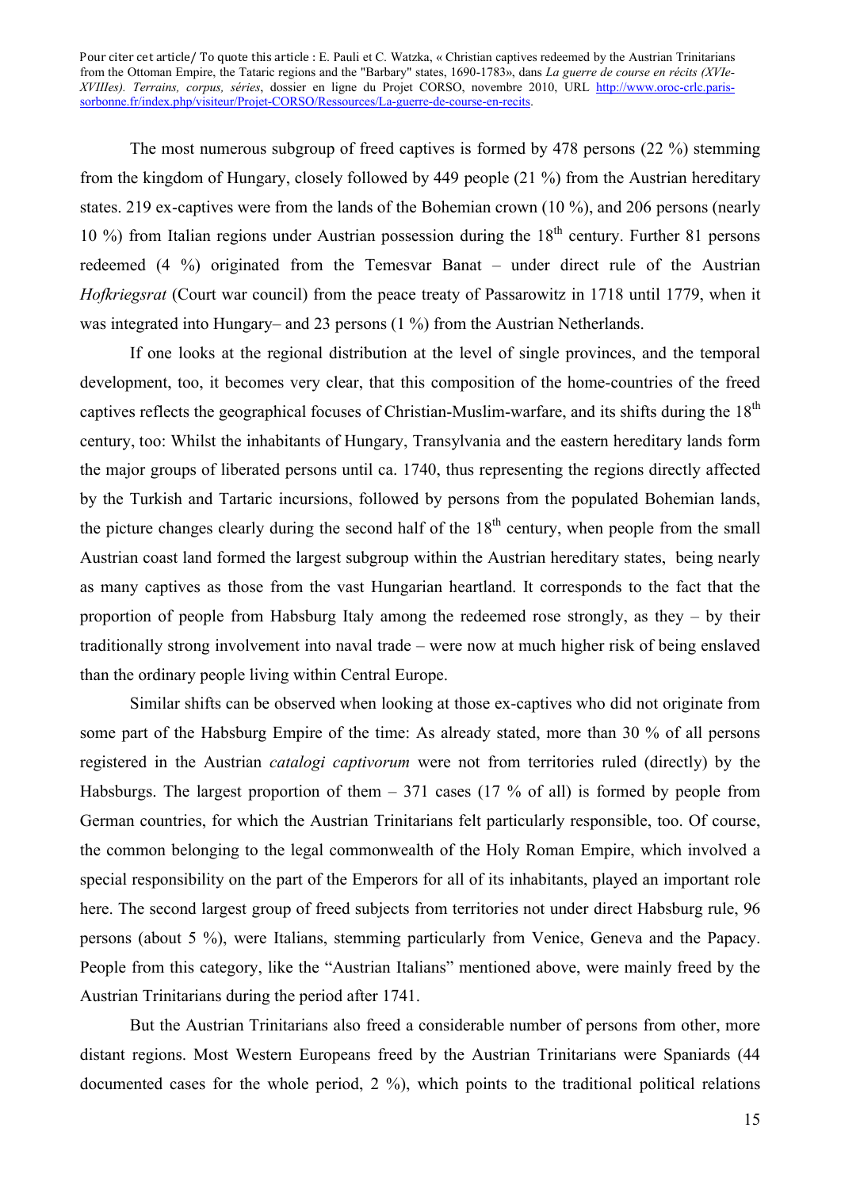The most numerous subgroup of freed captives is formed by 478 persons (22 %) stemming from the kingdom of Hungary, closely followed by 449 people (21 %) from the Austrian hereditary states. 219 ex-captives were from the lands of the Bohemian crown (10 %), and 206 persons (nearly 10 %) from Italian regions under Austrian possession during the 18th century. Further 81 persons redeemed (4 %) originated from the Temesvar Banat – under direct rule of the Austrian *Hofkriegsrat* (Court war council) from the peace treaty of Passarowitz in 1718 until 1779, when it was integrated into Hungary– and 23 persons (1 %) from the Austrian Netherlands.

If one looks at the regional distribution at the level of single provinces, and the temporal development, too, it becomes very clear, that this composition of the home-countries of the freed captives reflects the geographical focuses of Christian-Muslim-warfare, and its shifts during the 18th century, too: Whilst the inhabitants of Hungary, Transylvania and the eastern hereditary lands form the major groups of liberated persons until ca. 1740, thus representing the regions directly affected by the Turkish and Tartaric incursions, followed by persons from the populated Bohemian lands, the picture changes clearly during the second half of the 18th century, when people from the small Austrian coast land formed the largest subgroup within the Austrian hereditary states, being nearly as many captives as those from the vast Hungarian heartland. It corresponds to the fact that the proportion of people from Habsburg Italy among the redeemed rose strongly, as they – by their traditionally strong involvement into naval trade – were now at much higher risk of being enslaved than the ordinary people living within Central Europe.

Similar shifts can be observed when looking at those ex-captives who did not originate from some part of the Habsburg Empire of the time: As already stated, more than 30 % of all persons registered in the Austrian *catalogi captivorum* were not from territories ruled (directly) by the Habsburgs. The largest proportion of them – 371 cases (17 % of all) is formed by people from German countries, for which the Austrian Trinitarians felt particularly responsible, too. Of course, the common belonging to the legal commonwealth of the Holy Roman Empire, which involved a special responsibility on the part of the Emperors for all of its inhabitants, played an important role here. The second largest group of freed subjects from territories not under direct Habsburg rule, 96 persons (about 5 %), were Italians, stemming particularly from Venice, Geneva and the Papacy. People from this category, like the "Austrian Italians" mentioned above, were mainly freed by the Austrian Trinitarians during the period after 1741.

But the Austrian Trinitarians also freed a considerable number of persons from other, more distant regions. Most Western Europeans freed by the Austrian Trinitarians were Spaniards (44 documented cases for the whole period, 2 %), which points to the traditional political relations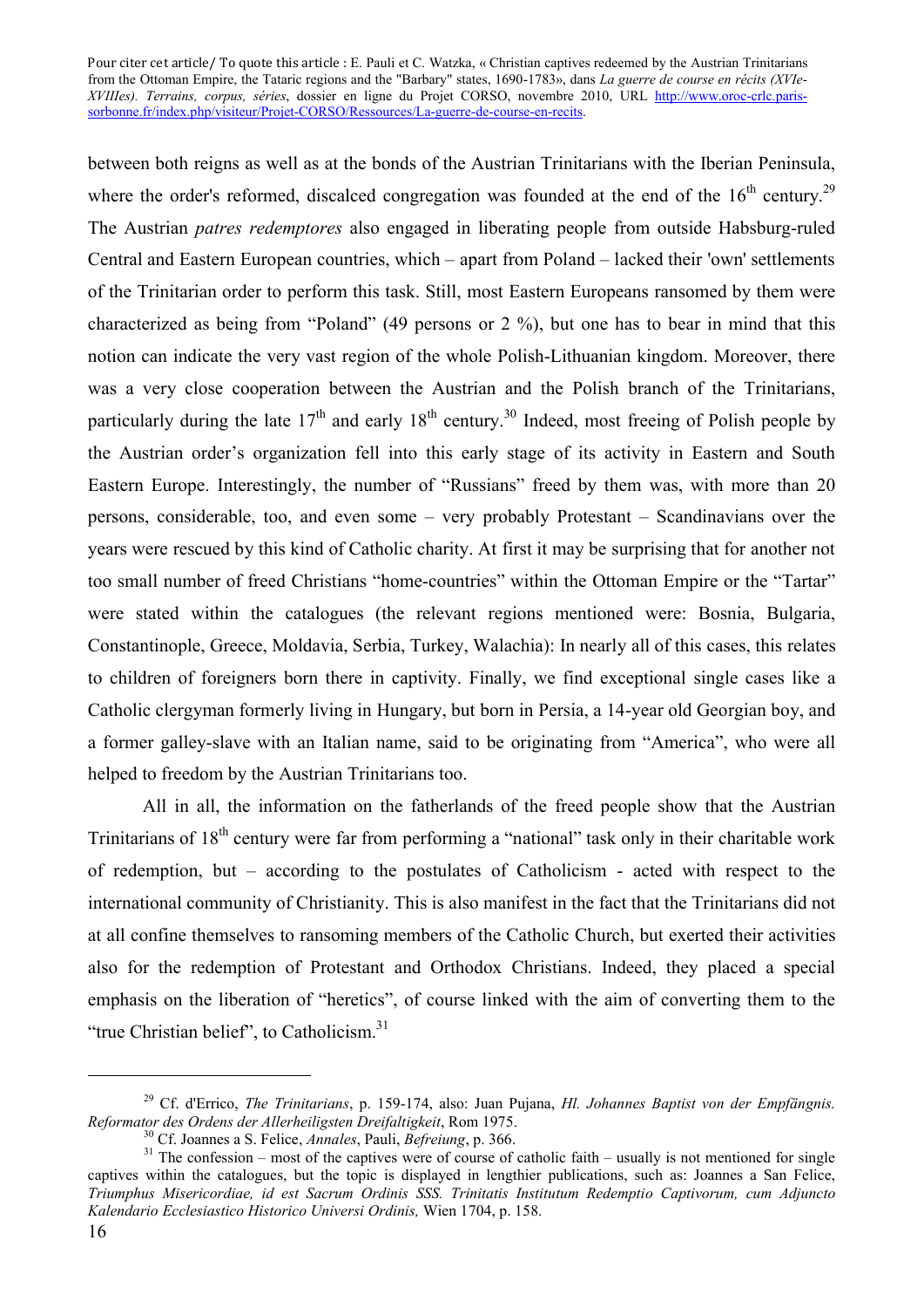between both reigns as well as at the bonds of the Austrian Trinitarians with the Iberian Peninsula, where the order's reformed, discalced congregation was founded at the end of the 16th century.[29] The Austrian *patres redemptores* also engaged in liberating people from outside Habsburg-ruled Central and Eastern European countries, which – apart from Poland – lacked their 'own' settlements of the Trinitarian order to perform this task. Still, most Eastern Europeans ransomed by them were characterized as being from "Poland" (49 persons or 2 %), but one has to bear in mind that this notion can indicate the very vast region of the whole Polish-Lithuanian kingdom. Moreover, there was a very close cooperation between the Austrian and the Polish branch of the Trinitarians, particularly during the late 17th and early 18th century.[30] Indeed, most freeing of Polish people by the Austrian order's organization fell into this early stage of its activity in Eastern and South Eastern Europe. Interestingly, the number of "Russians" freed by them was, with more than 20 persons, considerable, too, and even some – very probably Protestant – Scandinavians over the years were rescued by this kind of Catholic charity. At first it may be surprising that for another not too small number of freed Christians "home-countries" within the Ottoman Empire or the "Tartar" were stated within the catalogues (the relevant regions mentioned were: Bosnia, Bulgaria, Constantinople, Greece, Moldavia, Serbia, Turkey, Walachia): In nearly all of this cases, this relates to children of foreigners born there in captivity. Finally, we find exceptional single cases like a Catholic clergyman formerly living in Hungary, but born in Persia, a 14-year old Georgian boy, and a former galley-slave with an Italian name, said to be originating from "America", who were all helped to freedom by the Austrian Trinitarians too.

All in all, the information on the fatherlands of the freed people show that the Austrian Trinitarians of 18th century were far from performing a "national" task only in their charitable work of redemption, but – according to the postulates of Catholicism - acted with respect to the international community of Christianity. This is also manifest in the fact that the Trinitarians did not at all confine themselves to ransoming members of the Catholic Church, but exerted their activities also for the redemption of Protestant and Orthodox Christians. Indeed, they placed a special emphasis on the liberation of "heretics", of course linked with the aim of converting them to the "true Christian belief", to Catholicism.[31]

---

[29] Cf. d'Errico, *The Trinitarians*, p. 159-174, also: Juan Pujana, *Hl. Johannes Baptist von der Empfängnis. Reformator des Ordens der Allerheiligsten Dreifaltigkeit*, Rom 1975.

[30] Cf. Joannes a S. Felice, *Annales*, Pauli, *Befreiung*, p. 366.

[31] The confession – most of the captives were of course of catholic faith – usually is not mentioned for single captives within the catalogues, but the topic is displayed in lengthier publications, such as: Joannes a San Felice, *Triumphus Misericordiae, id est Sacrum Ordinis SSS. Trinitatis Institutum Redemptio Captivorum, cum Adjuncto Kalendario Ecclesiastico Historico Universi Ordinis,* Wien 1704, p. 158.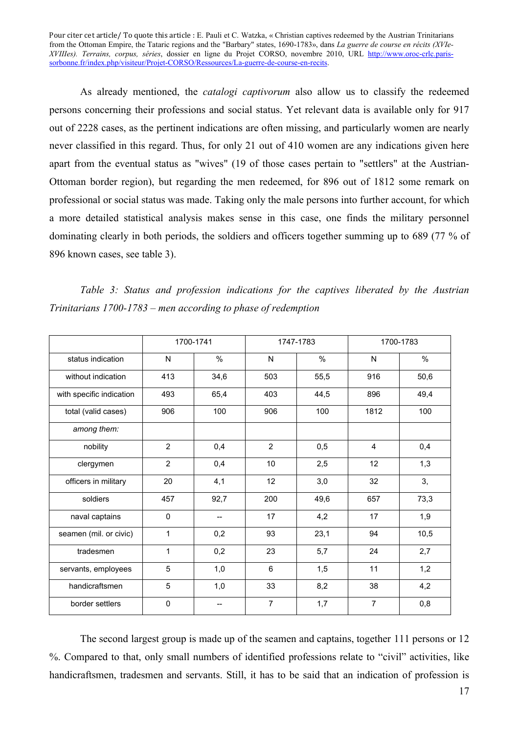As already mentioned, the *catalogi captivorum* also allow us to classify the redeemed persons concerning their professions and social status. Yet relevant data is available only for 917 out of 2228 cases, as the pertinent indications are often missing, and particularly women are nearly never classified in this regard. Thus, for only 21 out of 410 women are any indications given here apart from the eventual status as "wives" (19 of those cases pertain to "settlers" at the Austrian-Ottoman border region), but regarding the men redeemed, for 896 out of 1812 some remark on professional or social status was made. Taking only the male persons into further account, for which a more detailed statistical analysis makes sense in this case, one finds the military personnel dominating clearly in both periods, the soldiers and officers together summing up to 689 (77 % of 896 known cases, see table 3).

*Table 3: Status and profession indications for the captives liberated by the Austrian Trinitarians 1700-1783 – men according to phase of redemption*

| | 1700-1741 | | 1747-1783 | | 1700-1783 | |
|---|---|---|---|---|---|---|
| status indication | N | % | N | % | N | % |
| without indication | 413 | 34,6 | 503 | 55,5 | 916 | 50,6 |
| with specific indication | 493 | 65,4 | 403 | 44,5 | 896 | 49,4 |
| total (valid cases) | 906 | 100 | 906 | 100 | 1812 | 100 |
| *among them:* | | | | | | |
| nobility | 2 | 0,4 | 2 | 0,5 | 4 | 0,4 |
| clergymen | 2 | 0,4 | 10 | 2,5 | 12 | 1,3 |
| officers in military | 20 | 4,1 | 12 | 3,0 | 32 | 3, |
| soldiers | 457 | 92,7 | 200 | 49,6 | 657 | 73,3 |
| naval captains | 0 | -- | 17 | 4,2 | 17 | 1,9 |
| seamen (mil. or civic) | 1 | 0,2 | 93 | 23,1 | 94 | 10,5 |
| tradesmen | 1 | 0,2 | 23 | 5,7 | 24 | 2,7 |
| servants, employees | 5 | 1,0 | 6 | 1,5 | 11 | 1,2 |
| handicraftsmen | 5 | 1,0 | 33 | 8,2 | 38 | 4,2 |
| border settlers | 0 | -- | 7 | 1,7 | 7 | 0,8 |

The second largest group is made up of the seamen and captains, together 111 persons or 12 %. Compared to that, only small numbers of identified professions relate to "civil" activities, like handicraftsmen, tradesmen and servants. Still, it has to be said that an indication of profession is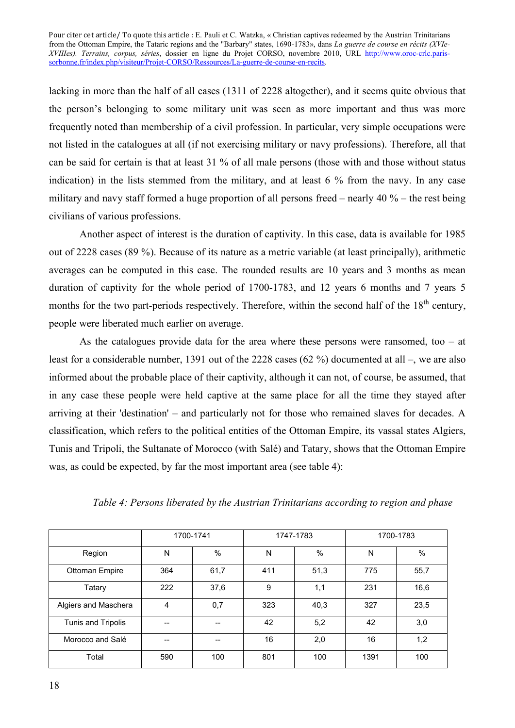lacking in more than the half of all cases (1311 of 2228 altogether), and it seems quite obvious that the person's belonging to some military unit was seen as more important and thus was more frequently noted than membership of a civil profession. In particular, very simple occupations were not listed in the catalogues at all (if not exercising military or navy professions). Therefore, all that can be said for certain is that at least 31 % of all male persons (those with and those without status indication) in the lists stemmed from the military, and at least 6 % from the navy. In any case military and navy staff formed a huge proportion of all persons freed – nearly 40 % – the rest being civilians of various professions.

Another aspect of interest is the duration of captivity. In this case, data is available for 1985 out of 2228 cases (89 %). Because of its nature as a metric variable (at least principally), arithmetic averages can be computed in this case. The rounded results are 10 years and 3 months as mean duration of captivity for the whole period of 1700-1783, and 12 years 6 months and 7 years 5 months for the two part-periods respectively. Therefore, within the second half of the 18th century, people were liberated much earlier on average.

As the catalogues provide data for the area where these persons were ransomed, too – at least for a considerable number, 1391 out of the 2228 cases (62 %) documented at all –, we are also informed about the probable place of their captivity, although it can not, of course, be assumed, that in any case these people were held captive at the same place for all the time they stayed after arriving at their 'destination' – and particularly not for those who remained slaves for decades. A classification, which refers to the political entities of the Ottoman Empire, its vassal states Algiers, Tunis and Tripoli, the Sultanate of Morocco (with Salé) and Tatary, shows that the Ottoman Empire was, as could be expected, by far the most important area (see table 4):

*Table 4: Persons liberated by the Austrian Trinitarians according to region and phase*

| | 1700-1741 | | 1747-1783 | | 1700-1783 | |
|---|---|---|---|---|---|---|
| Region | N | % | N | % | N | % |
| Ottoman Empire | 364 | 61,7 | 411 | 51,3 | 775 | 55,7 |
| Tatary | 222 | 37,6 | 9 | 1,1 | 231 | 16,6 |
| Algiers and Maschera | 4 | 0,7 | 323 | 40,3 | 327 | 23,5 |
| Tunis and Tripolis | -- | -- | 42 | 5,2 | 42 | 3,0 |
| Morocco and Salé | -- | -- | 16 | 2,0 | 16 | 1,2 |
| Total | 590 | 100 | 801 | 100 | 1391 | 100 |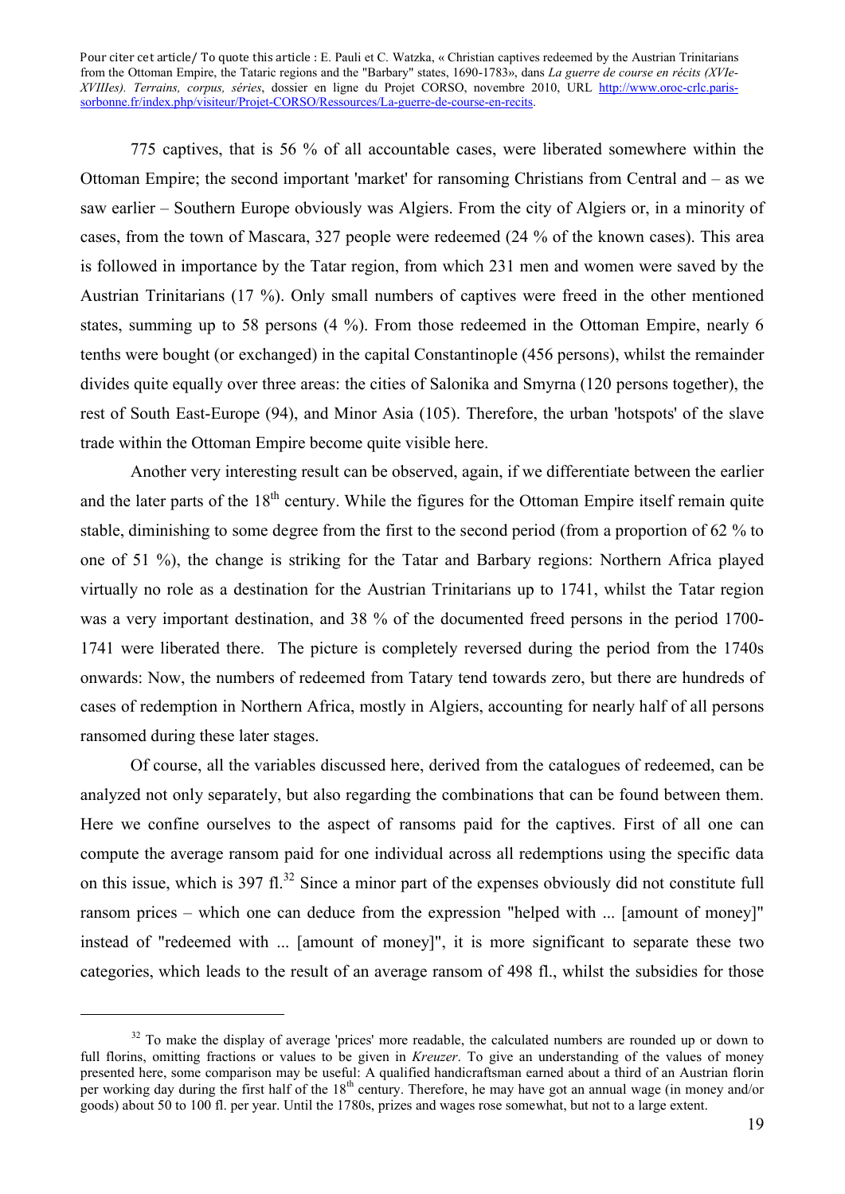775 captives, that is 56 % of all accountable cases, were liberated somewhere within the Ottoman Empire; the second important 'market' for ransoming Christians from Central and – as we saw earlier – Southern Europe obviously was Algiers. From the city of Algiers or, in a minority of cases, from the town of Mascara, 327 people were redeemed (24 % of the known cases). This area is followed in importance by the Tatar region, from which 231 men and women were saved by the Austrian Trinitarians (17 %). Only small numbers of captives were freed in the other mentioned states, summing up to 58 persons (4 %). From those redeemed in the Ottoman Empire, nearly 6 tenths were bought (or exchanged) in the capital Constantinople (456 persons), whilst the remainder divides quite equally over three areas: the cities of Salonika and Smyrna (120 persons together), the rest of South East-Europe (94), and Minor Asia (105). Therefore, the urban 'hotspots' of the slave trade within the Ottoman Empire become quite visible here.

Another very interesting result can be observed, again, if we differentiate between the earlier and the later parts of the 18th century. While the figures for the Ottoman Empire itself remain quite stable, diminishing to some degree from the first to the second period (from a proportion of 62 % to one of 51 %), the change is striking for the Tatar and Barbary regions: Northern Africa played virtually no role as a destination for the Austrian Trinitarians up to 1741, whilst the Tatar region was a very important destination, and 38 % of the documented freed persons in the period 1700-1741 were liberated there. The picture is completely reversed during the period from the 1740s onwards: Now, the numbers of redeemed from Tatary tend towards zero, but there are hundreds of cases of redemption in Northern Africa, mostly in Algiers, accounting for nearly half of all persons ransomed during these later stages.

Of course, all the variables discussed here, derived from the catalogues of redeemed, can be analyzed not only separately, but also regarding the combinations that can be found between them. Here we confine ourselves to the aspect of ransoms paid for the captives. First of all one can compute the average ransom paid for one individual across all redemptions using the specific data on this issue, which is 397 fl.[32] Since a minor part of the expenses obviously did not constitute full ransom prices – which one can deduce from the expression "helped with ... [amount of money]" instead of "redeemed with ... [amount of money]", it is more significant to separate these two categories, which leads to the result of an average ransom of 498 fl., whilst the subsidies for those

---

[32] To make the display of average 'prices' more readable, the calculated numbers are rounded up or down to full florins, omitting fractions or values to be given in *Kreuzer*. To give an understanding of the values of money presented here, some comparison may be useful: A qualified handicraftsman earned about a third of an Austrian florin per working day during the first half of the 18th century. Therefore, he may have got an annual wage (in money and/or goods) about 50 to 100 fl. per year. Until the 1780s, prizes and wages rose somewhat, but not to a large extent.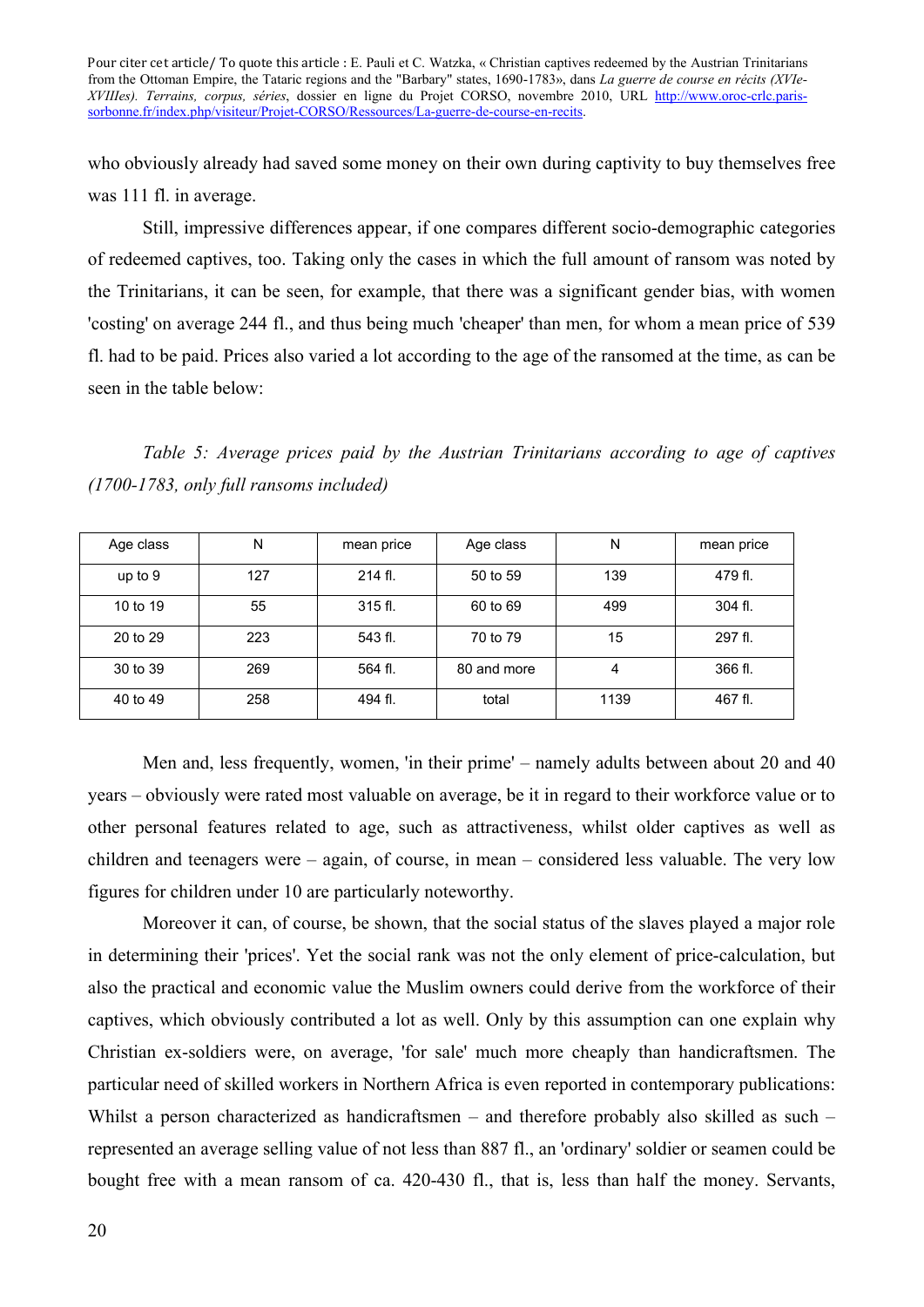who obviously already had saved some money on their own during captivity to buy themselves free was 111 fl. in average.

Still, impressive differences appear, if one compares different socio-demographic categories of redeemed captives, too. Taking only the cases in which the full amount of ransom was noted by the Trinitarians, it can be seen, for example, that there was a significant gender bias, with women 'costing' on average 244 fl., and thus being much 'cheaper' than men, for whom a mean price of 539 fl. had to be paid. Prices also varied a lot according to the age of the ransomed at the time, as can be seen in the table below:

*Table 5: Average prices paid by the Austrian Trinitarians according to age of captives (1700-1783, only full ransoms included)*

| Age class | N | mean price | Age class | N | mean price |
|---|---|---|---|---|---|
| up to 9 | 127 | 214 fl. | 50 to 59 | 139 | 479 fl. |
| 10 to 19 | 55 | 315 fl. | 60 to 69 | 499 | 304 fl. |
| 20 to 29 | 223 | 543 fl. | 70 to 79 | 15 | 297 fl. |
| 30 to 39 | 269 | 564 fl. | 80 and more | 4 | 366 fl. |
| 40 to 49 | 258 | 494 fl. | total | 1139 | 467 fl. |

Men and, less frequently, women, 'in their prime' – namely adults between about 20 and 40 years – obviously were rated most valuable on average, be it in regard to their workforce value or to other personal features related to age, such as attractiveness, whilst older captives as well as children and teenagers were – again, of course, in mean – considered less valuable. The very low figures for children under 10 are particularly noteworthy.

Moreover it can, of course, be shown, that the social status of the slaves played a major role in determining their 'prices'. Yet the social rank was not the only element of price-calculation, but also the practical and economic value the Muslim owners could derive from the workforce of their captives, which obviously contributed a lot as well. Only by this assumption can one explain why Christian ex-soldiers were, on average, 'for sale' much more cheaply than handicraftsmen. The particular need of skilled workers in Northern Africa is even reported in contemporary publications: Whilst a person characterized as handicraftsmen – and therefore probably also skilled as such – represented an average selling value of not less than 887 fl., an 'ordinary' soldier or seamen could be bought free with a mean ransom of ca. 420-430 fl., that is, less than half the money. Servants,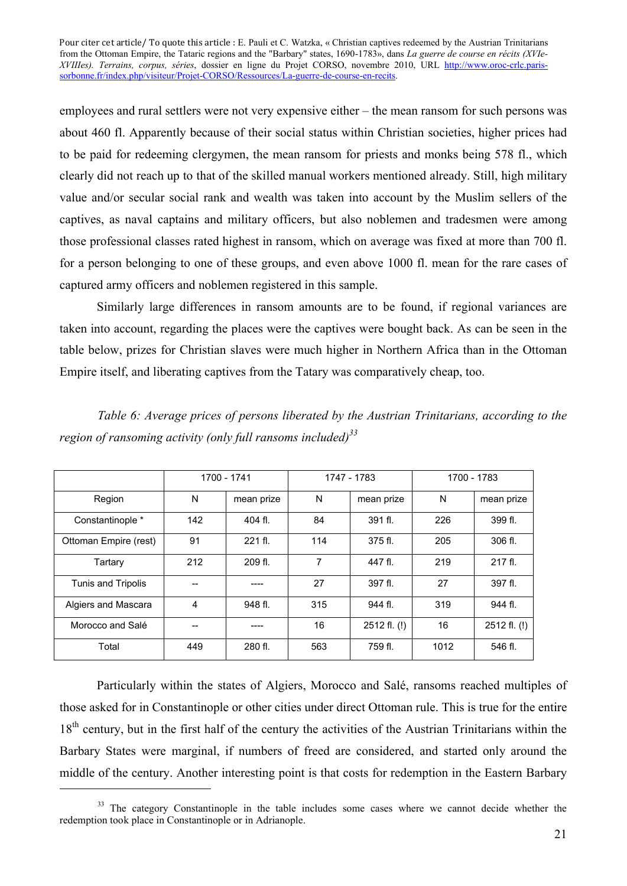employees and rural settlers were not very expensive either – the mean ransom for such persons was about 460 fl. Apparently because of their social status within Christian societies, higher prices had to be paid for redeeming clergymen, the mean ransom for priests and monks being 578 fl., which clearly did not reach up to that of the skilled manual workers mentioned already. Still, high military value and/or secular social rank and wealth was taken into account by the Muslim sellers of the captives, as naval captains and military officers, but also noblemen and tradesmen were among those professional classes rated highest in ransom, which on average was fixed at more than 700 fl. for a person belonging to one of these groups, and even above 1000 fl. mean for the rare cases of captured army officers and noblemen registered in this sample.

Similarly large differences in ransom amounts are to be found, if regional variances are taken into account, regarding the places were the captives were bought back. As can be seen in the table below, prizes for Christian slaves were much higher in Northern Africa than in the Ottoman Empire itself, and liberating captives from the Tatary was comparatively cheap, too.

*Table 6: Average prices of persons liberated by the Austrian Trinitarians, according to the region of ransoming activity (only full ransoms included)*[33]

| | 1700 - 1741 | | 1747 - 1783 | | 1700 - 1783 | |
|---|---|---|---|---|---|---|
| Region | N | mean prize | N | mean prize | N | mean prize |
| Constantinople * | 142 | 404 fl. | 84 | 391 fl. | 226 | 399 fl. |
| Ottoman Empire (rest) | 91 | 221 fl. | 114 | 375 fl. | 205 | 306 fl. |
| Tartary | 212 | 209 fl. | 7 | 447 fl. | 219 | 217 fl. |
| Tunis and Tripolis | -- | ---- | 27 | 397 fl. | 27 | 397 fl. |
| Algiers and Mascara | 4 | 948 fl. | 315 | 944 fl. | 319 | 944 fl. |
| Morocco and Salé | -- | ---- | 16 | 2512 fl. (!) | 16 | 2512 fl. (!) |
| Total | 449 | 280 fl. | 563 | 759 fl. | 1012 | 546 fl. |

Particularly within the states of Algiers, Morocco and Salé, ransoms reached multiples of those asked for in Constantinople or other cities under direct Ottoman rule. This is true for the entire 18th century, but in the first half of the century the activities of the Austrian Trinitarians within the Barbary States were marginal, if numbers of freed are considered, and started only around the middle of the century. Another interesting point is that costs for redemption in the Eastern Barbary

[33] The category Constantinople in the table includes some cases where we cannot decide whether the redemption took place in Constantinople or in Adrianople.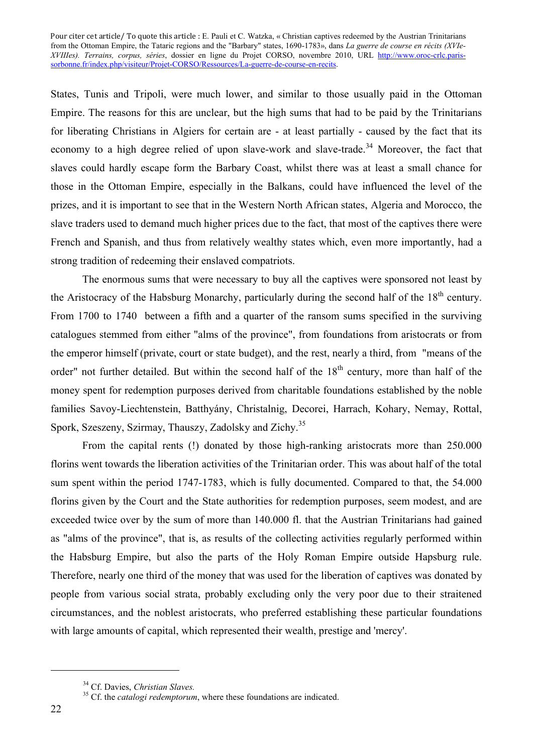States, Tunis and Tripoli, were much lower, and similar to those usually paid in the Ottoman Empire. The reasons for this are unclear, but the high sums that had to be paid by the Trinitarians for liberating Christians in Algiers for certain are - at least partially - caused by the fact that its economy to a high degree relied of upon slave-work and slave-trade.[34] Moreover, the fact that slaves could hardly escape form the Barbary Coast, whilst there was at least a small chance for those in the Ottoman Empire, especially in the Balkans, could have influenced the level of the prizes, and it is important to see that in the Western North African states, Algeria and Morocco, the slave traders used to demand much higher prices due to the fact, that most of the captives there were French and Spanish, and thus from relatively wealthy states which, even more importantly, had a strong tradition of redeeming their enslaved compatriots.

The enormous sums that were necessary to buy all the captives were sponsored not least by the Aristocracy of the Habsburg Monarchy, particularly during the second half of the 18th century. From 1700 to 1740 between a fifth and a quarter of the ransom sums specified in the surviving catalogues stemmed from either "alms of the province", from foundations from aristocrats or from the emperor himself (private, court or state budget), and the rest, nearly a third, from "means of the order" not further detailed. But within the second half of the 18th century, more than half of the money spent for redemption purposes derived from charitable foundations established by the noble families Savoy-Liechtenstein, Batthyány, Christalnig, Decorei, Harrach, Kohary, Nemay, Rottal, Spork, Szeszeny, Szirmay, Thauszy, Zadolsky and Zichy.[35]

From the capital rents (!) donated by those high-ranking aristocrats more than 250.000 florins went towards the liberation activities of the Trinitarian order. This was about half of the total sum spent within the period 1747-1783, which is fully documented. Compared to that, the 54.000 florins given by the Court and the State authorities for redemption purposes, seem modest, and are exceeded twice over by the sum of more than 140.000 fl. that the Austrian Trinitarians had gained as "alms of the province", that is, as results of the collecting activities regularly performed within the Habsburg Empire, but also the parts of the Holy Roman Empire outside Hapsburg rule. Therefore, nearly one third of the money that was used for the liberation of captives was donated by people from various social strata, probably excluding only the very poor due to their straitened circumstances, and the noblest aristocrats, who preferred establishing these particular foundations with large amounts of capital, which represented their wealth, prestige and 'mercy'.

---

[34] Cf. Davies, *Christian Slaves.*

[35] Cf. the *catalogi redemptorum*, where these foundations are indicated.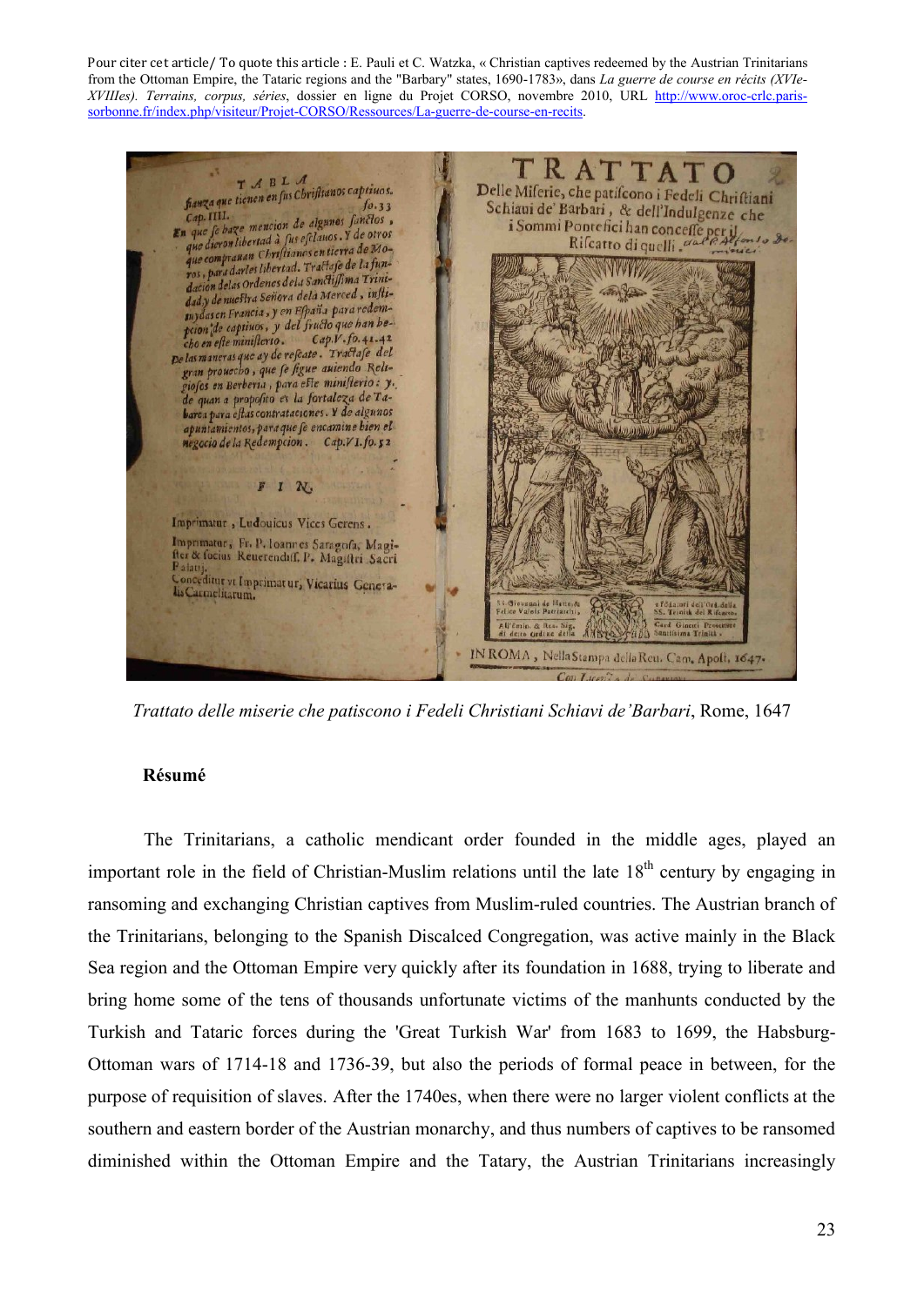Pour citer cet article/ To quote this article : E. Pauli et C. Watzka, « Christian captives redeemed by the Austrian Trinitarians from the Ottoman Empire, the Tataric regions and the "Barbary" states, 1690-1783», dans *La guerre de course en récits (XVIe-XVIIIes). Terrains, corpus, séries*, dossier en ligne du Projet CORSO, novembre 2010, URL http://www.oroc-crlc.paris-sorbonne.fr/index.php/visiteur/Projet-CORSO/Ressources/La-guerre-de-course-en-recits.

*Trattato delle miserie che patiscono i Fedeli Christiani Schiavi de'Barbari*, Rome, 1647

**Résumé**

The Trinitarians, a catholic mendicant order founded in the middle ages, played an important role in the field of Christian-Muslim relations until the late 18th century by engaging in ransoming and exchanging Christian captives from Muslim-ruled countries. The Austrian branch of the Trinitarians, belonging to the Spanish Discalced Congregation, was active mainly in the Black Sea region and the Ottoman Empire very quickly after its foundation in 1688, trying to liberate and bring home some of the tens of thousands unfortunate victims of the manhunts conducted by the Turkish and Tataric forces during the 'Great Turkish War' from 1683 to 1699, the Habsburg-Ottoman wars of 1714-18 and 1736-39, but also the periods of formal peace in between, for the purpose of requisition of slaves. After the 1740es, when there were no larger violent conflicts at the southern and eastern border of the Austrian monarchy, and thus numbers of captives to be ransomed diminished within the Ottoman Empire and the Tatary, the Austrian Trinitarians increasingly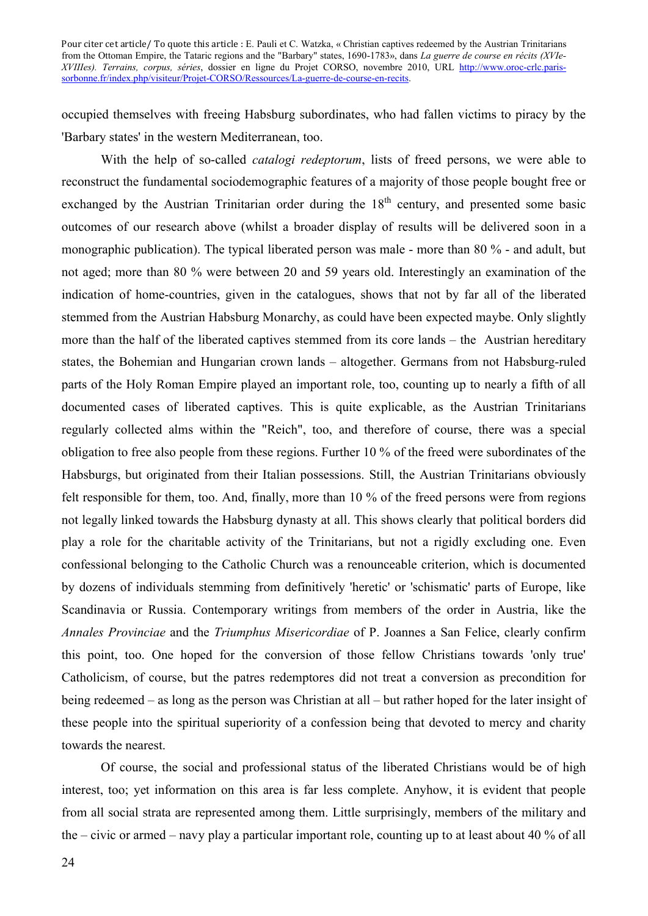occupied themselves with freeing Habsburg subordinates, who had fallen victims to piracy by the 'Barbary states' in the western Mediterranean, too.

With the help of so-called *catalogi redeptorum*, lists of freed persons, we were able to reconstruct the fundamental sociodemographic features of a majority of those people bought free or exchanged by the Austrian Trinitarian order during the 18th century, and presented some basic outcomes of our research above (whilst a broader display of results will be delivered soon in a monographic publication). The typical liberated person was male - more than 80 % - and adult, but not aged; more than 80 % were between 20 and 59 years old. Interestingly an examination of the indication of home-countries, given in the catalogues, shows that not by far all of the liberated stemmed from the Austrian Habsburg Monarchy, as could have been expected maybe. Only slightly more than the half of the liberated captives stemmed from its core lands – the Austrian hereditary states, the Bohemian and Hungarian crown lands – altogether. Germans from not Habsburg-ruled parts of the Holy Roman Empire played an important role, too, counting up to nearly a fifth of all documented cases of liberated captives. This is quite explicable, as the Austrian Trinitarians regularly collected alms within the "Reich", too, and therefore of course, there was a special obligation to free also people from these regions. Further 10 % of the freed were subordinates of the Habsburgs, but originated from their Italian possessions. Still, the Austrian Trinitarians obviously felt responsible for them, too. And, finally, more than 10 % of the freed persons were from regions not legally linked towards the Habsburg dynasty at all. This shows clearly that political borders did play a role for the charitable activity of the Trinitarians, but not a rigidly excluding one. Even confessional belonging to the Catholic Church was a renounceable criterion, which is documented by dozens of individuals stemming from definitively 'heretic' or 'schismatic' parts of Europe, like Scandinavia or Russia. Contemporary writings from members of the order in Austria, like the *Annales Provinciae* and the *Triumphus Misericordiae* of P. Joannes a San Felice, clearly confirm this point, too. One hoped for the conversion of those fellow Christians towards 'only true' Catholicism, of course, but the patres redemptores did not treat a conversion as precondition for being redeemed – as long as the person was Christian at all – but rather hoped for the later insight of these people into the spiritual superiority of a confession being that devoted to mercy and charity towards the nearest.

Of course, the social and professional status of the liberated Christians would be of high interest, too; yet information on this area is far less complete. Anyhow, it is evident that people from all social strata are represented among them. Little surprisingly, members of the military and the – civic or armed – navy play a particular important role, counting up to at least about 40 % of all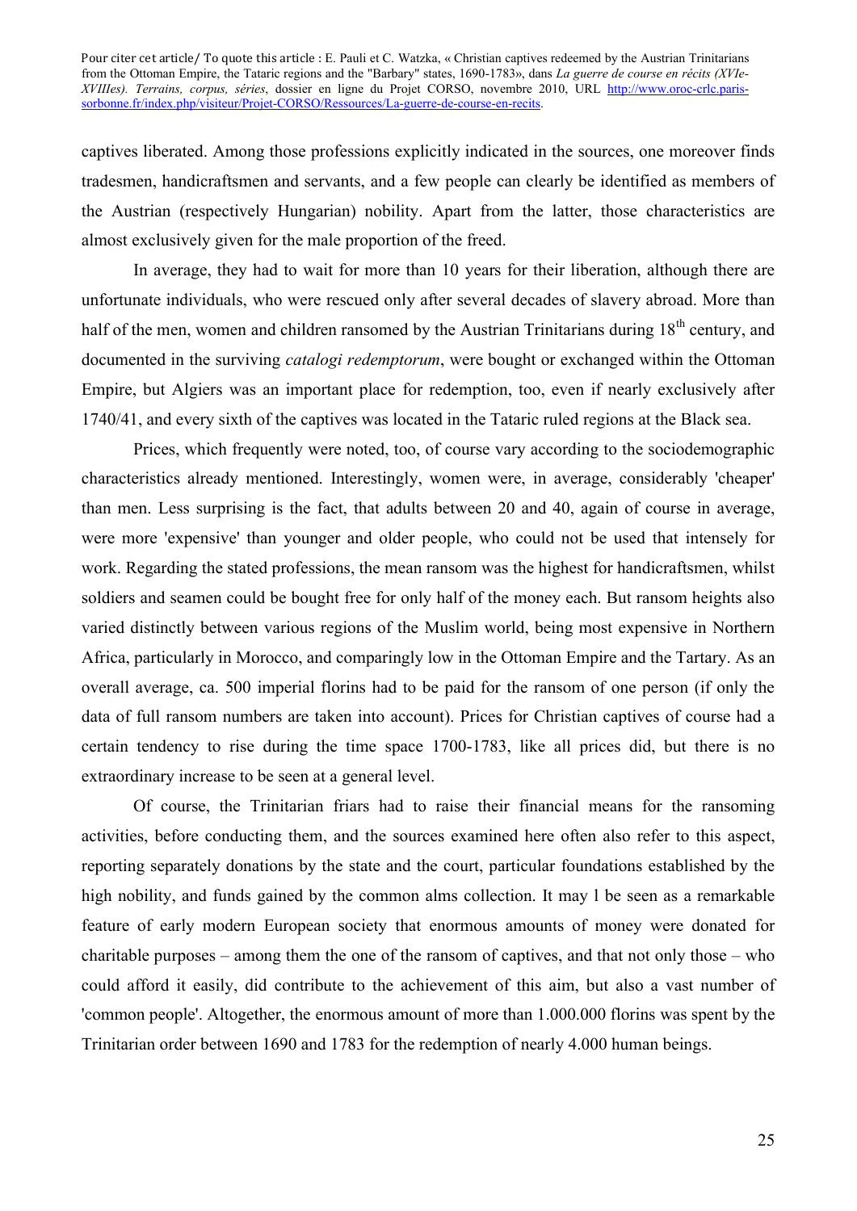captives liberated. Among those professions explicitly indicated in the sources, one moreover finds tradesmen, handicraftsmen and servants, and a few people can clearly be identified as members of the Austrian (respectively Hungarian) nobility. Apart from the latter, those characteristics are almost exclusively given for the male proportion of the freed.

In average, they had to wait for more than 10 years for their liberation, although there are unfortunate individuals, who were rescued only after several decades of slavery abroad. More than half of the men, women and children ransomed by the Austrian Trinitarians during 18th century, and documented in the surviving *catalogi redemptorum*, were bought or exchanged within the Ottoman Empire, but Algiers was an important place for redemption, too, even if nearly exclusively after 1740/41, and every sixth of the captives was located in the Tataric ruled regions at the Black sea.

Prices, which frequently were noted, too, of course vary according to the sociodemographic characteristics already mentioned. Interestingly, women were, in average, considerably 'cheaper' than men. Less surprising is the fact, that adults between 20 and 40, again of course in average, were more 'expensive' than younger and older people, who could not be used that intensely for work. Regarding the stated professions, the mean ransom was the highest for handicraftsmen, whilst soldiers and seamen could be bought free for only half of the money each. But ransom heights also varied distinctly between various regions of the Muslim world, being most expensive in Northern Africa, particularly in Morocco, and comparingly low in the Ottoman Empire and the Tartary. As an overall average, ca. 500 imperial florins had to be paid for the ransom of one person (if only the data of full ransom numbers are taken into account). Prices for Christian captives of course had a certain tendency to rise during the time space 1700-1783, like all prices did, but there is no extraordinary increase to be seen at a general level.

Of course, the Trinitarian friars had to raise their financial means for the ransoming activities, before conducting them, and the sources examined here often also refer to this aspect, reporting separately donations by the state and the court, particular foundations established by the high nobility, and funds gained by the common alms collection. It may l be seen as a remarkable feature of early modern European society that enormous amounts of money were donated for charitable purposes – among them the one of the ransom of captives, and that not only those – who could afford it easily, did contribute to the achievement of this aim, but also a vast number of 'common people'. Altogether, the enormous amount of more than 1.000.000 florins was spent by the Trinitarian order between 1690 and 1783 for the redemption of nearly 4.000 human beings.